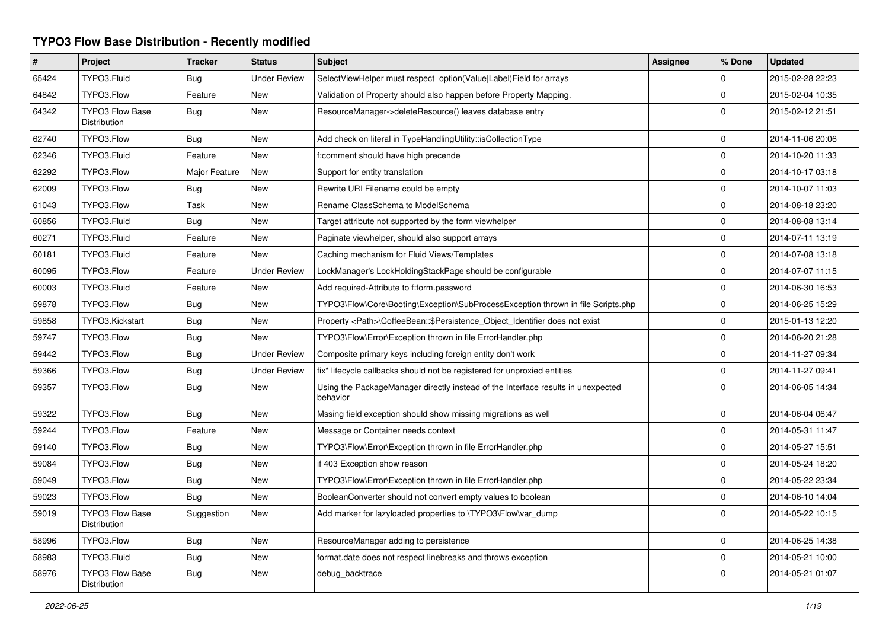# TYPO3 Flow Base Distribution - Recently modified

| # | Project | Tracker | Status | Subject | Assignee | % Done | Updated |
|---|---|---|---|---|---|---|---|
| 65424 | TYPO3.Fluid | Bug | Under Review | SelectViewHelper must respect option(Value\|Label)Field for arrays | | 0 | 2015-02-28 22:23 |
| 64842 | TYPO3.Flow | Feature | New | Validation of Property should also happen before Property Mapping. | | 0 | 2015-02-04 10:35 |
| 64342 | TYPO3 Flow Base Distribution | Bug | New | ResourceManager->deleteResource() leaves database entry | | 0 | 2015-02-12 21:51 |
| 62740 | TYPO3.Flow | Bug | New | Add check on literal in TypeHandlingUtility::isCollectionType | | 0 | 2014-11-06 20:06 |
| 62346 | TYPO3.Fluid | Feature | New | f:comment should have high precende | | 0 | 2014-10-20 11:33 |
| 62292 | TYPO3.Flow | Major Feature | New | Support for entity translation | | 0 | 2014-10-17 03:18 |
| 62009 | TYPO3.Flow | Bug | New | Rewrite URI Filename could be empty | | 0 | 2014-10-07 11:03 |
| 61043 | TYPO3.Flow | Task | New | Rename ClassSchema to ModelSchema | | 0 | 2014-08-18 23:20 |
| 60856 | TYPO3.Fluid | Bug | New | Target attribute not supported by the form viewhelper | | 0 | 2014-08-08 13:14 |
| 60271 | TYPO3.Fluid | Feature | New | Paginate viewhelper, should also support arrays | | 0 | 2014-07-11 13:19 |
| 60181 | TYPO3.Fluid | Feature | New | Caching mechanism for Fluid Views/Templates | | 0 | 2014-07-08 13:18 |
| 60095 | TYPO3.Flow | Feature | Under Review | LockManager's LockHoldingStackPage should be configurable | | 0 | 2014-07-07 11:15 |
| 60003 | TYPO3.Fluid | Feature | New | Add required-Attribute to f:form.password | | 0 | 2014-06-30 16:53 |
| 59878 | TYPO3.Flow | Bug | New | TYPO3\Flow\Core\Booting\Exception\SubProcessException thrown in file Scripts.php | | 0 | 2014-06-25 15:29 |
| 59858 | TYPO3.Kickstart | Bug | New | Property <Path>\CoffeeBean::$Persistence_Object_Identifier does not exist | | 0 | 2015-01-13 12:20 |
| 59747 | TYPO3.Flow | Bug | New | TYPO3\Flow\Error\Exception thrown in file ErrorHandler.php | | 0 | 2014-06-20 21:28 |
| 59442 | TYPO3.Flow | Bug | Under Review | Composite primary keys including foreign entity don't work | | 0 | 2014-11-27 09:34 |
| 59366 | TYPO3.Flow | Bug | Under Review | fix* lifecycle callbacks should not be registered for unproxied entities | | 0 | 2014-11-27 09:41 |
| 59357 | TYPO3.Flow | Bug | New | Using the PackageManager directly instead of the Interface results in unexpected behavior | | 0 | 2014-06-05 14:34 |
| 59322 | TYPO3.Flow | Bug | New | Mssing field exception should show missing migrations as well | | 0 | 2014-06-04 06:47 |
| 59244 | TYPO3.Flow | Feature | New | Message or Container needs context | | 0 | 2014-05-31 11:47 |
| 59140 | TYPO3.Flow | Bug | New | TYPO3\Flow\Error\Exception thrown in file ErrorHandler.php | | 0 | 2014-05-27 15:51 |
| 59084 | TYPO3.Flow | Bug | New | if 403 Exception show reason | | 0 | 2014-05-24 18:20 |
| 59049 | TYPO3.Flow | Bug | New | TYPO3\Flow\Error\Exception thrown in file ErrorHandler.php | | 0 | 2014-05-22 23:34 |
| 59023 | TYPO3.Flow | Bug | New | BooleanConverter should not convert empty values to boolean | | 0 | 2014-06-10 14:04 |
| 59019 | TYPO3 Flow Base Distribution | Suggestion | New | Add marker for lazyloaded properties to \TYPO3\Flow\var_dump | | 0 | 2014-05-22 10:15 |
| 58996 | TYPO3.Flow | Bug | New | ResourceManager adding to persistence | | 0 | 2014-06-25 14:38 |
| 58983 | TYPO3.Fluid | Bug | New | format.date does not respect linebreaks and throws exception | | 0 | 2014-05-21 10:00 |
| 58976 | TYPO3 Flow Base Distribution | Bug | New | debug_backtrace | | 0 | 2014-05-21 01:07 |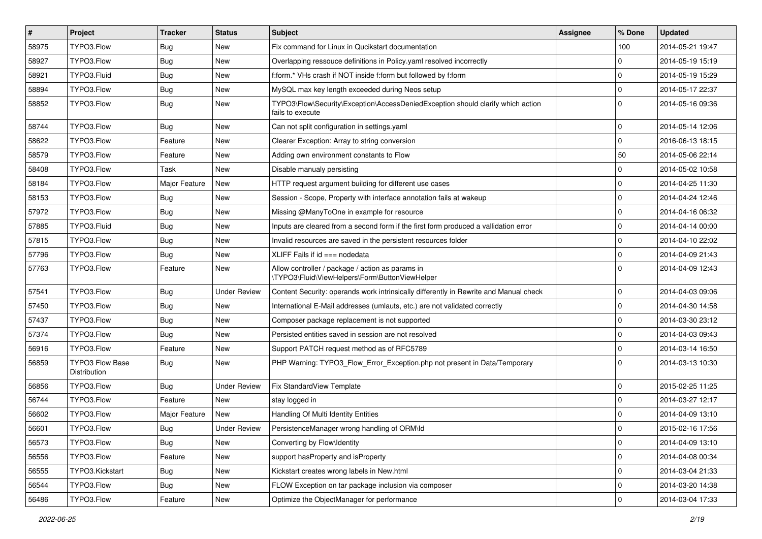| # | Project | Tracker | Status | Subject | Assignee | % Done | Updated |
| --- | --- | --- | --- | --- | --- | --- | --- |
| 58975 | TYPO3.Flow | Bug | New | Fix command for Linux in Qucikstart documentation | | 100 | 2014-05-21 19:47 |
| 58927 | TYPO3.Flow | Bug | New | Overlapping ressouce definitions in Policy.yaml resolved incorrectly | | 0 | 2014-05-19 15:19 |
| 58921 | TYPO3.Fluid | Bug | New | f:form.* VHs crash if NOT inside f:form but followed by f:form | | 0 | 2014-05-19 15:29 |
| 58894 | TYPO3.Flow | Bug | New | MySQL max key length exceeded during Neos setup | | 0 | 2014-05-17 22:37 |
| 58852 | TYPO3.Flow | Bug | New | TYPO3\Flow\Security\Exception\AccessDeniedException should clarify which action fails to execute | | 0 | 2014-05-16 09:36 |
| 58744 | TYPO3.Flow | Bug | New | Can not split configuration in settings.yaml | | 0 | 2014-05-14 12:06 |
| 58622 | TYPO3.Flow | Feature | New | Clearer Exception: Array to string conversion | | 0 | 2016-06-13 18:15 |
| 58579 | TYPO3.Flow | Feature | New | Adding own environment constants to Flow | | 50 | 2014-05-06 22:14 |
| 58408 | TYPO3.Flow | Task | New | Disable manualy persisting | | 0 | 2014-05-02 10:58 |
| 58184 | TYPO3.Flow | Major Feature | New | HTTP request argument building for different use cases | | 0 | 2014-04-25 11:30 |
| 58153 | TYPO3.Flow | Bug | New | Session - Scope, Property with interface annotation fails at wakeup | | 0 | 2014-04-24 12:46 |
| 57972 | TYPO3.Flow | Bug | New | Missing @ManyToOne in example for resource | | 0 | 2014-04-16 06:32 |
| 57885 | TYPO3.Fluid | Bug | New | Inputs are cleared from a second form if the first form produced a vallidation error | | 0 | 2014-04-14 00:00 |
| 57815 | TYPO3.Flow | Bug | New | Invalid resources are saved in the persistent resources folder | | 0 | 2014-04-10 22:02 |
| 57796 | TYPO3.Flow | Bug | New | XLIFF Fails if id === nodedata | | 0 | 2014-04-09 21:43 |
| 57763 | TYPO3.Flow | Feature | New | Allow controller / package / action as params in \TYPO3\Fluid\ViewHelpers\Form\ButtonViewHelper | | 0 | 2014-04-09 12:43 |
| 57541 | TYPO3.Flow | Bug | Under Review | Content Security: operands work intrinsically differently in Rewrite and Manual check | | 0 | 2014-04-03 09:06 |
| 57450 | TYPO3.Flow | Bug | New | International E-Mail addresses (umlauts, etc.) are not validated correctly | | 0 | 2014-04-30 14:58 |
| 57437 | TYPO3.Flow | Bug | New | Composer package replacement is not supported | | 0 | 2014-03-30 23:12 |
| 57374 | TYPO3.Flow | Bug | New | Persisted entities saved in session are not resolved | | 0 | 2014-04-03 09:43 |
| 56916 | TYPO3.Flow | Feature | New | Support PATCH request method as of RFC5789 | | 0 | 2014-03-14 16:50 |
| 56859 | TYPO3 Flow Base Distribution | Bug | New | PHP Warning: TYPO3_Flow_Error_Exception.php not present in Data/Temporary | | 0 | 2014-03-13 10:30 |
| 56856 | TYPO3.Flow | Bug | Under Review | Fix StandardView Template | | 0 | 2015-02-25 11:25 |
| 56744 | TYPO3.Flow | Feature | New | stay logged in | | 0 | 2014-03-27 12:17 |
| 56602 | TYPO3.Flow | Major Feature | New | Handling Of Multi Identity Entities | | 0 | 2014-04-09 13:10 |
| 56601 | TYPO3.Flow | Bug | Under Review | PersistenceManager wrong handling of ORM\Id | | 0 | 2015-02-16 17:56 |
| 56573 | TYPO3.Flow | Bug | New | Converting by Flow\Identity | | 0 | 2014-04-09 13:10 |
| 56556 | TYPO3.Flow | Feature | New | support hasProperty and isProperty | | 0 | 2014-04-08 00:34 |
| 56555 | TYPO3.Kickstart | Bug | New | Kickstart creates wrong labels in New.html | | 0 | 2014-03-04 21:33 |
| 56544 | TYPO3.Flow | Bug | New | FLOW Exception on tar package inclusion via composer | | 0 | 2014-03-20 14:38 |
| 56486 | TYPO3.Flow | Feature | New | Optimize the ObjectManager for performance | | 0 | 2014-03-04 17:33 |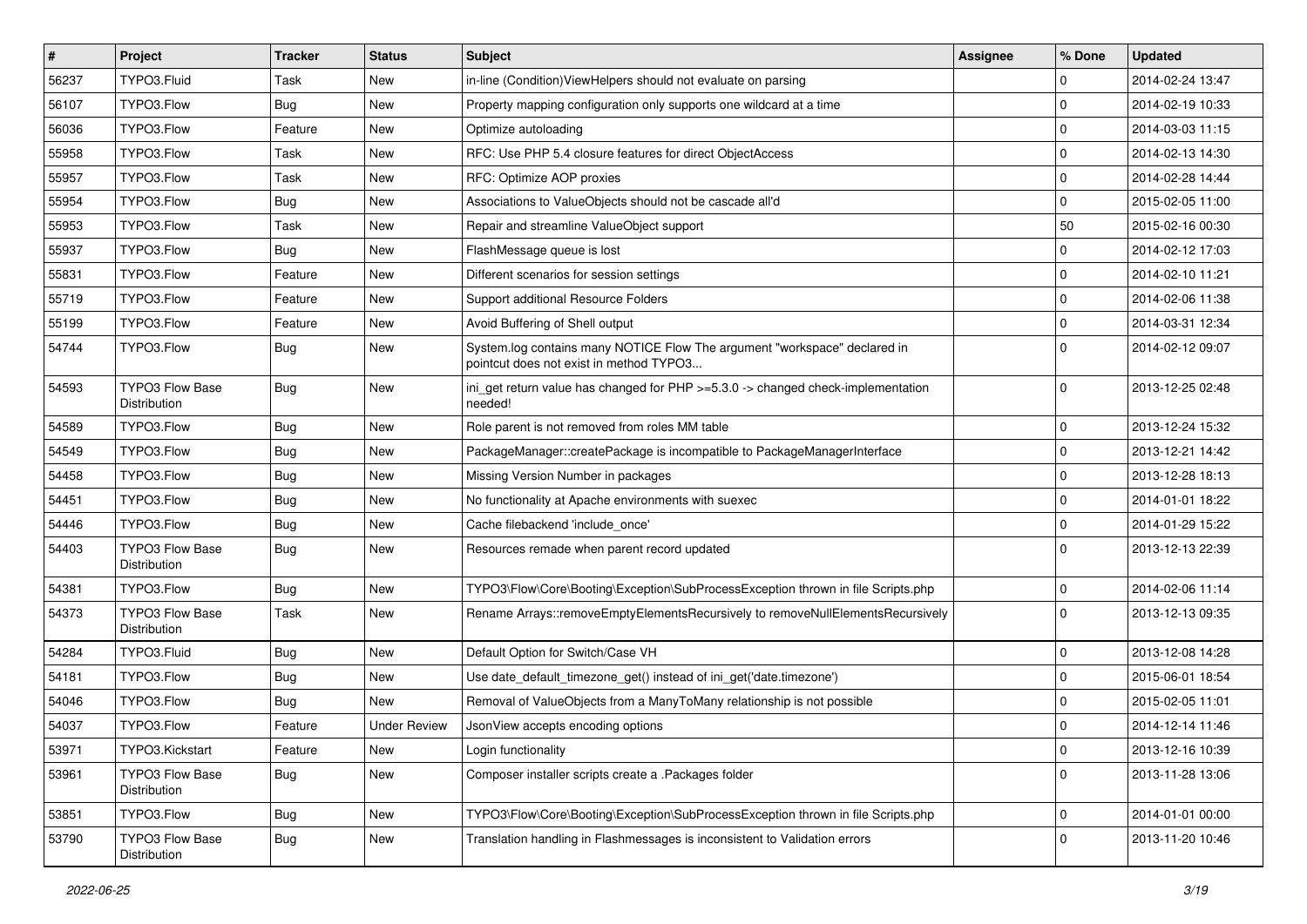| # | Project | Tracker | Status | Subject | Assignee | % Done | Updated |
|---|---|---|---|---|---|---|---|
| 56237 | TYPO3.Fluid | Task | New | in-line (Condition)ViewHelpers should not evaluate on parsing | | 0 | 2014-02-24 13:47 |
| 56107 | TYPO3.Flow | Bug | New | Property mapping configuration only supports one wildcard at a time | | 0 | 2014-02-19 10:33 |
| 56036 | TYPO3.Flow | Feature | New | Optimize autoloading | | 0 | 2014-03-03 11:15 |
| 55958 | TYPO3.Flow | Task | New | RFC: Use PHP 5.4 closure features for direct ObjectAccess | | 0 | 2014-02-13 14:30 |
| 55957 | TYPO3.Flow | Task | New | RFC: Optimize AOP proxies | | 0 | 2014-02-28 14:44 |
| 55954 | TYPO3.Flow | Bug | New | Associations to ValueObjects should not be cascade all'd | | 0 | 2015-02-05 11:00 |
| 55953 | TYPO3.Flow | Task | New | Repair and streamline ValueObject support | | 50 | 2015-02-16 00:30 |
| 55937 | TYPO3.Flow | Bug | New | FlashMessage queue is lost | | 0 | 2014-02-12 17:03 |
| 55831 | TYPO3.Flow | Feature | New | Different scenarios for session settings | | 0 | 2014-02-10 11:21 |
| 55719 | TYPO3.Flow | Feature | New | Support additional Resource Folders | | 0 | 2014-02-06 11:38 |
| 55199 | TYPO3.Flow | Feature | New | Avoid Buffering of Shell output | | 0 | 2014-03-31 12:34 |
| 54744 | TYPO3.Flow | Bug | New | System.log contains many NOTICE Flow The argument "workspace" declared in pointcut does not exist in method TYPO3... | | 0 | 2014-02-12 09:07 |
| 54593 | TYPO3 Flow Base Distribution | Bug | New | ini_get return value has changed for PHP >=5.3.0 -> changed check-implementation needed! | | 0 | 2013-12-25 02:48 |
| 54589 | TYPO3.Flow | Bug | New | Role parent is not removed from roles MM table | | 0 | 2013-12-24 15:32 |
| 54549 | TYPO3.Flow | Bug | New | PackageManager::createPackage is incompatible to PackageManagerInterface | | 0 | 2013-12-21 14:42 |
| 54458 | TYPO3.Flow | Bug | New | Missing Version Number in packages | | 0 | 2013-12-28 18:13 |
| 54451 | TYPO3.Flow | Bug | New | No functionality at Apache environments with suexec | | 0 | 2014-01-01 18:22 |
| 54446 | TYPO3.Flow | Bug | New | Cache filebackend 'include_once' | | 0 | 2014-01-29 15:22 |
| 54403 | TYPO3 Flow Base Distribution | Bug | New | Resources remade when parent record updated | | 0 | 2013-12-13 22:39 |
| 54381 | TYPO3.Flow | Bug | New | TYPO3\Flow\Core\Booting\Exception\SubProcessException thrown in file Scripts.php | | 0 | 2014-02-06 11:14 |
| 54373 | TYPO3 Flow Base Distribution | Task | New | Rename Arrays::removeEmptyElementsRecursively to removeNullElementsRecursively | | 0 | 2013-12-13 09:35 |
| 54284 | TYPO3.Fluid | Bug | New | Default Option for Switch/Case VH | | 0 | 2013-12-08 14:28 |
| 54181 | TYPO3.Flow | Bug | New | Use date_default_timezone_get() instead of ini_get('date.timezone') | | 0 | 2015-06-01 18:54 |
| 54046 | TYPO3.Flow | Bug | New | Removal of ValueObjects from a ManyToMany relationship is not possible | | 0 | 2015-02-05 11:01 |
| 54037 | TYPO3.Flow | Feature | Under Review | JsonView accepts encoding options | | 0 | 2014-12-14 11:46 |
| 53971 | TYPO3.Kickstart | Feature | New | Login functionality | | 0 | 2013-12-16 10:39 |
| 53961 | TYPO3 Flow Base Distribution | Bug | New | Composer installer scripts create a .Packages folder | | 0 | 2013-11-28 13:06 |
| 53851 | TYPO3.Flow | Bug | New | TYPO3\Flow\Core\Booting\Exception\SubProcessException thrown in file Scripts.php | | 0 | 2014-01-01 00:00 |
| 53790 | TYPO3 Flow Base Distribution | Bug | New | Translation handling in Flashmessages is inconsistent to Validation errors | | 0 | 2013-11-20 10:46 |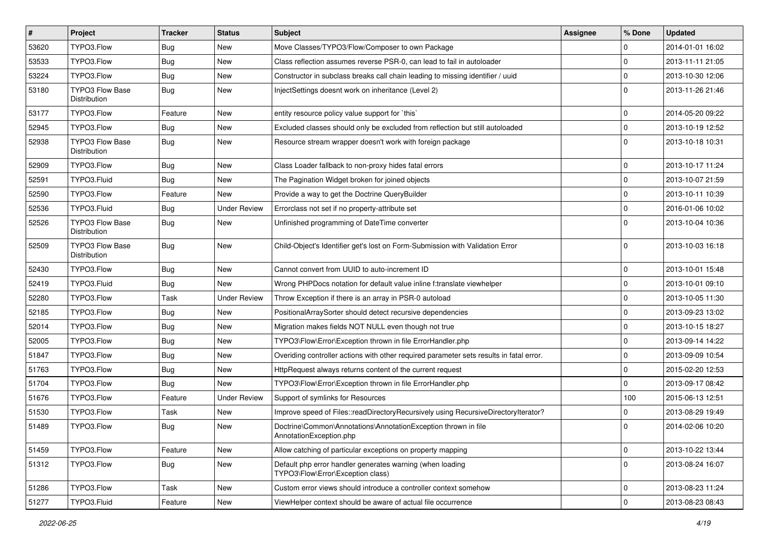| # | Project | Tracker | Status | Subject | Assignee | % Done | Updated |
|---|---|---|---|---|---|---|---|
| 53620 | TYPO3.Flow | Bug | New | Move Classes/TYPO3/Flow/Composer to own Package | | 0 | 2014-01-01 16:02 |
| 53533 | TYPO3.Flow | Bug | New | Class reflection assumes reverse PSR-0, can lead to fail in autoloader | | 0 | 2013-11-11 21:05 |
| 53224 | TYPO3.Flow | Bug | New | Constructor in subclass breaks call chain leading to missing identifier / uuid | | 0 | 2013-10-30 12:06 |
| 53180 | TYPO3 Flow Base Distribution | Bug | New | InjectSettings doesnt work on inheritance (Level 2) | | 0 | 2013-11-26 21:46 |
| 53177 | TYPO3.Flow | Feature | New | entity resource policy value support for `this` | | 0 | 2014-05-20 09:22 |
| 52945 | TYPO3.Flow | Bug | New | Excluded classes should only be excluded from reflection but still autoloaded | | 0 | 2013-10-19 12:52 |
| 52938 | TYPO3 Flow Base Distribution | Bug | New | Resource stream wrapper doesn't work with foreign package | | 0 | 2013-10-18 10:31 |
| 52909 | TYPO3.Flow | Bug | New | Class Loader fallback to non-proxy hides fatal errors | | 0 | 2013-10-17 11:24 |
| 52591 | TYPO3.Fluid | Bug | New | The Pagination Widget broken for joined objects | | 0 | 2013-10-07 21:59 |
| 52590 | TYPO3.Flow | Feature | New | Provide a way to get the Doctrine QueryBuilder | | 0 | 2013-10-11 10:39 |
| 52536 | TYPO3.Fluid | Bug | Under Review | Errorclass not set if no property-attribute set | | 0 | 2016-01-06 10:02 |
| 52526 | TYPO3 Flow Base Distribution | Bug | New | Unfinished programming of DateTime converter | | 0 | 2013-10-04 10:36 |
| 52509 | TYPO3 Flow Base Distribution | Bug | New | Child-Object's Identifier get's lost on Form-Submission with Validation Error | | 0 | 2013-10-03 16:18 |
| 52430 | TYPO3.Flow | Bug | New | Cannot convert from UUID to auto-increment ID | | 0 | 2013-10-01 15:48 |
| 52419 | TYPO3.Fluid | Bug | New | Wrong PHPDocs notation for default value inline f:translate viewhelper | | 0 | 2013-10-01 09:10 |
| 52280 | TYPO3.Flow | Task | Under Review | Throw Exception if there is an array in PSR-0 autoload | | 0 | 2013-10-05 11:30 |
| 52185 | TYPO3.Flow | Bug | New | PositionalArraySorter should detect recursive dependencies | | 0 | 2013-09-23 13:02 |
| 52014 | TYPO3.Flow | Bug | New | Migration makes fields NOT NULL even though not true | | 0 | 2013-10-15 18:27 |
| 52005 | TYPO3.Flow | Bug | New | TYPO3\Flow\Error\Exception thrown in file ErrorHandler.php | | 0 | 2013-09-14 14:22 |
| 51847 | TYPO3.Flow | Bug | New | Overiding controller actions with other required parameter sets results in fatal error. | | 0 | 2013-09-09 10:54 |
| 51763 | TYPO3.Flow | Bug | New | HttpRequest always returns content of the current request | | 0 | 2015-02-20 12:53 |
| 51704 | TYPO3.Flow | Bug | New | TYPO3\Flow\Error\Exception thrown in file ErrorHandler.php | | 0 | 2013-09-17 08:42 |
| 51676 | TYPO3.Flow | Feature | Under Review | Support of symlinks for Resources | | 100 | 2015-06-13 12:51 |
| 51530 | TYPO3.Flow | Task | New | Improve speed of Files::readDirectoryRecursively using RecursiveDirectoryIterator? | | 0 | 2013-08-29 19:49 |
| 51489 | TYPO3.Flow | Bug | New | Doctrine\Common\Annotations\AnnotationException thrown in file AnnotationException.php | | 0 | 2014-02-06 10:20 |
| 51459 | TYPO3.Flow | Feature | New | Allow catching of particular exceptions on property mapping | | 0 | 2013-10-22 13:44 |
| 51312 | TYPO3.Flow | Bug | New | Default php error handler generates warning (when loading TYPO3\Flow\Error\Exception class) | | 0 | 2013-08-24 16:07 |
| 51286 | TYPO3.Flow | Task | New | Custom error views should introduce a controller context somehow | | 0 | 2013-08-23 11:24 |
| 51277 | TYPO3.Fluid | Feature | New | ViewHelper context should be aware of actual file occurrence | | 0 | 2013-08-23 08:43 |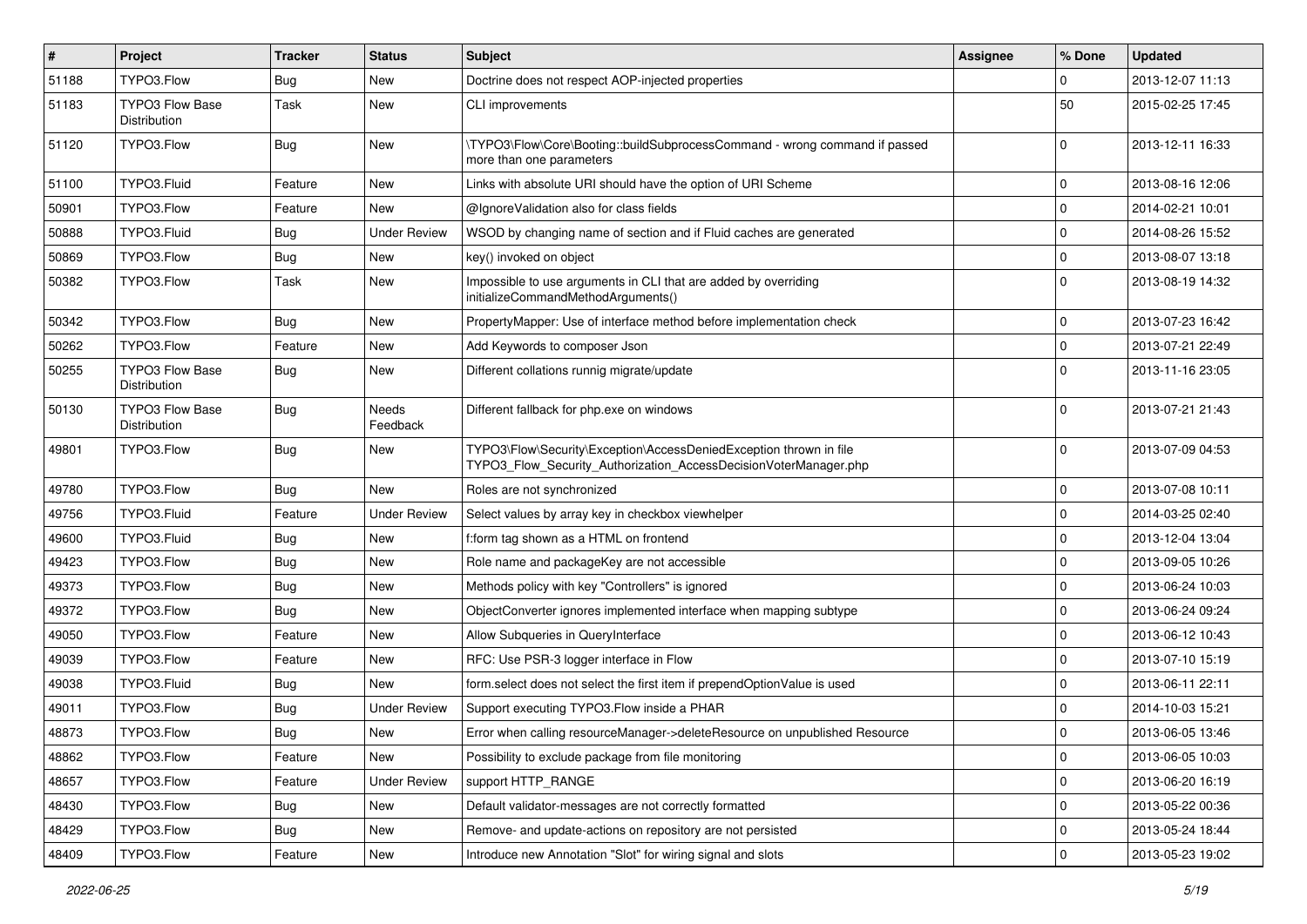| # | Project | Tracker | Status | Subject | Assignee | % Done | Updated |
|---|---|---|---|---|---|---|---|
| 51188 | TYPO3.Flow | Bug | New | Doctrine does not respect AOP-injected properties | | 0 | 2013-12-07 11:13 |
| 51183 | TYPO3 Flow Base Distribution | Task | New | CLI improvements | | 50 | 2015-02-25 17:45 |
| 51120 | TYPO3.Flow | Bug | New | \TYPO3\Flow\Core\Booting::buildSubprocessCommand - wrong command if passed more than one parameters | | 0 | 2013-12-11 16:33 |
| 51100 | TYPO3.Fluid | Feature | New | Links with absolute URI should have the option of URI Scheme | | 0 | 2013-08-16 12:06 |
| 50901 | TYPO3.Flow | Feature | New | @IgnoreValidation also for class fields | | 0 | 2014-02-21 10:01 |
| 50888 | TYPO3.Fluid | Bug | Under Review | WSOD by changing name of section and if Fluid caches are generated | | 0 | 2014-08-26 15:52 |
| 50869 | TYPO3.Flow | Bug | New | key() invoked on object | | 0 | 2013-08-07 13:18 |
| 50382 | TYPO3.Flow | Task | New | Impossible to use arguments in CLI that are added by overriding initializeCommandMethodArguments() | | 0 | 2013-08-19 14:32 |
| 50342 | TYPO3.Flow | Bug | New | PropertyMapper: Use of interface method before implementation check | | 0 | 2013-07-23 16:42 |
| 50262 | TYPO3.Flow | Feature | New | Add Keywords to composer Json | | 0 | 2013-07-21 22:49 |
| 50255 | TYPO3 Flow Base Distribution | Bug | New | Different collations runnig migrate/update | | 0 | 2013-11-16 23:05 |
| 50130 | TYPO3 Flow Base Distribution | Bug | Needs Feedback | Different fallback for php.exe on windows | | 0 | 2013-07-21 21:43 |
| 49801 | TYPO3.Flow | Bug | New | TYPO3\Flow\Security\Exception\AccessDeniedException thrown in file TYPO3_Flow_Security_Authorization_AccessDecisionVoterManager.php | | 0 | 2013-07-09 04:53 |
| 49780 | TYPO3.Flow | Bug | New | Roles are not synchronized | | 0 | 2013-07-08 10:11 |
| 49756 | TYPO3.Fluid | Feature | Under Review | Select values by array key in checkbox viewhelper | | 0 | 2014-03-25 02:40 |
| 49600 | TYPO3.Fluid | Bug | New | f:form tag shown as a HTML on frontend | | 0 | 2013-12-04 13:04 |
| 49423 | TYPO3.Flow | Bug | New | Role name and packageKey are not accessible | | 0 | 2013-09-05 10:26 |
| 49373 | TYPO3.Flow | Bug | New | Methods policy with key "Controllers" is ignored | | 0 | 2013-06-24 10:03 |
| 49372 | TYPO3.Flow | Bug | New | ObjectConverter ignores implemented interface when mapping subtype | | 0 | 2013-06-24 09:24 |
| 49050 | TYPO3.Flow | Feature | New | Allow Subqueries in QueryInterface | | 0 | 2013-06-12 10:43 |
| 49039 | TYPO3.Flow | Feature | New | RFC: Use PSR-3 logger interface in Flow | | 0 | 2013-07-10 15:19 |
| 49038 | TYPO3.Fluid | Bug | New | form.select does not select the first item if prependOptionValue is used | | 0 | 2013-06-11 22:11 |
| 49011 | TYPO3.Flow | Bug | Under Review | Support executing TYPO3.Flow inside a PHAR | | 0 | 2014-10-03 15:21 |
| 48873 | TYPO3.Flow | Bug | New | Error when calling resourceManager->deleteResource on unpublished Resource | | 0 | 2013-06-05 13:46 |
| 48862 | TYPO3.Flow | Feature | New | Possibility to exclude package from file monitoring | | 0 | 2013-06-05 10:03 |
| 48657 | TYPO3.Flow | Feature | Under Review | support HTTP_RANGE | | 0 | 2013-06-20 16:19 |
| 48430 | TYPO3.Flow | Bug | New | Default validator-messages are not correctly formatted | | 0 | 2013-05-22 00:36 |
| 48429 | TYPO3.Flow | Bug | New | Remove- and update-actions on repository are not persisted | | 0 | 2013-05-24 18:44 |
| 48409 | TYPO3.Flow | Feature | New | Introduce new Annotation "Slot" for wiring signal and slots | | 0 | 2013-05-23 19:02 |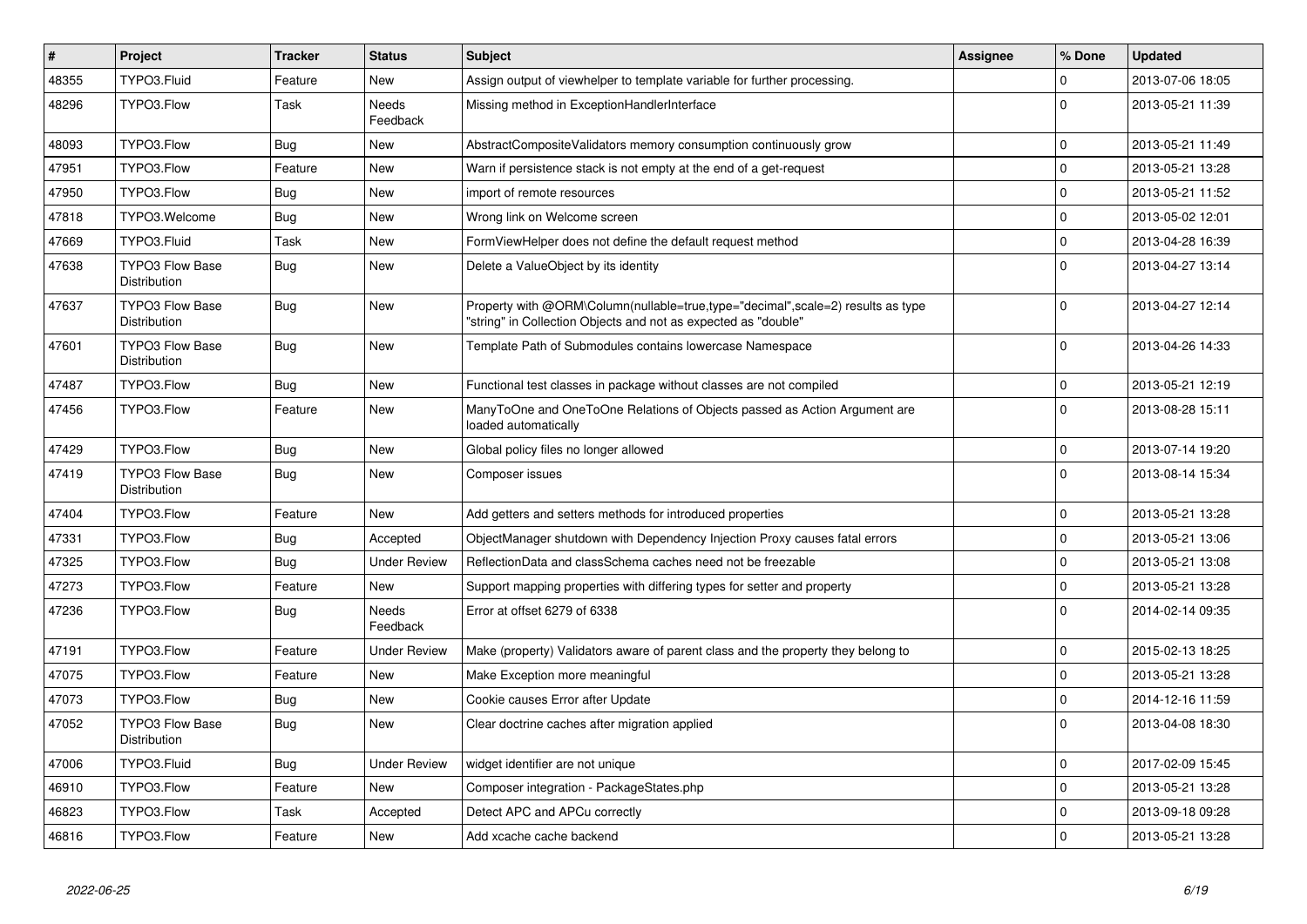| # | Project | Tracker | Status | Subject | Assignee | % Done | Updated |
|---|---|---|---|---|---|---|---|
| 48355 | TYPO3.Fluid | Feature | New | Assign output of viewhelper to template variable for further processing. | | 0 | 2013-07-06 18:05 |
| 48296 | TYPO3.Flow | Task | Needs Feedback | Missing method in ExceptionHandlerInterface | | 0 | 2013-05-21 11:39 |
| 48093 | TYPO3.Flow | Bug | New | AbstractCompositeValidators memory consumption continuously grow | | 0 | 2013-05-21 11:49 |
| 47951 | TYPO3.Flow | Feature | New | Warn if persistence stack is not empty at the end of a get-request | | 0 | 2013-05-21 13:28 |
| 47950 | TYPO3.Flow | Bug | New | import of remote resources | | 0 | 2013-05-21 11:52 |
| 47818 | TYPO3.Welcome | Bug | New | Wrong link on Welcome screen | | 0 | 2013-05-02 12:01 |
| 47669 | TYPO3.Fluid | Task | New | FormViewHelper does not define the default request method | | 0 | 2013-04-28 16:39 |
| 47638 | TYPO3 Flow Base Distribution | Bug | New | Delete a ValueObject by its identity | | 0 | 2013-04-27 13:14 |
| 47637 | TYPO3 Flow Base Distribution | Bug | New | Property with @ORM\Column(nullable=true,type="decimal",scale=2) results as type "string" in Collection Objects and not as expected as "double" | | 0 | 2013-04-27 12:14 |
| 47601 | TYPO3 Flow Base Distribution | Bug | New | Template Path of Submodules contains lowercase Namespace | | 0 | 2013-04-26 14:33 |
| 47487 | TYPO3.Flow | Bug | New | Functional test classes in package without classes are not compiled | | 0 | 2013-05-21 12:19 |
| 47456 | TYPO3.Flow | Feature | New | ManyToOne and OneToOne Relations of Objects passed as Action Argument are loaded automatically | | 0 | 2013-08-28 15:11 |
| 47429 | TYPO3.Flow | Bug | New | Global policy files no longer allowed | | 0 | 2013-07-14 19:20 |
| 47419 | TYPO3 Flow Base Distribution | Bug | New | Composer issues | | 0 | 2013-08-14 15:34 |
| 47404 | TYPO3.Flow | Feature | New | Add getters and setters methods for introduced properties | | 0 | 2013-05-21 13:28 |
| 47331 | TYPO3.Flow | Bug | Accepted | ObjectManager shutdown with Dependency Injection Proxy causes fatal errors | | 0 | 2013-05-21 13:06 |
| 47325 | TYPO3.Flow | Bug | Under Review | ReflectionData and classSchema caches need not be freezable | | 0 | 2013-05-21 13:08 |
| 47273 | TYPO3.Flow | Feature | New | Support mapping properties with differing types for setter and property | | 0 | 2013-05-21 13:28 |
| 47236 | TYPO3.Flow | Bug | Needs Feedback | Error at offset 6279 of 6338 | | 0 | 2014-02-14 09:35 |
| 47191 | TYPO3.Flow | Feature | Under Review | Make (property) Validators aware of parent class and the property they belong to | | 0 | 2015-02-13 18:25 |
| 47075 | TYPO3.Flow | Feature | New | Make Exception more meaningful | | 0 | 2013-05-21 13:28 |
| 47073 | TYPO3.Flow | Bug | New | Cookie causes Error after Update | | 0 | 2014-12-16 11:59 |
| 47052 | TYPO3 Flow Base Distribution | Bug | New | Clear doctrine caches after migration applied | | 0 | 2013-04-08 18:30 |
| 47006 | TYPO3.Fluid | Bug | Under Review | widget identifier are not unique | | 0 | 2017-02-09 15:45 |
| 46910 | TYPO3.Flow | Feature | New | Composer integration - PackageStates.php | | 0 | 2013-05-21 13:28 |
| 46823 | TYPO3.Flow | Task | Accepted | Detect APC and APCu correctly | | 0 | 2013-09-18 09:28 |
| 46816 | TYPO3.Flow | Feature | New | Add xcache cache backend | | 0 | 2013-05-21 13:28 |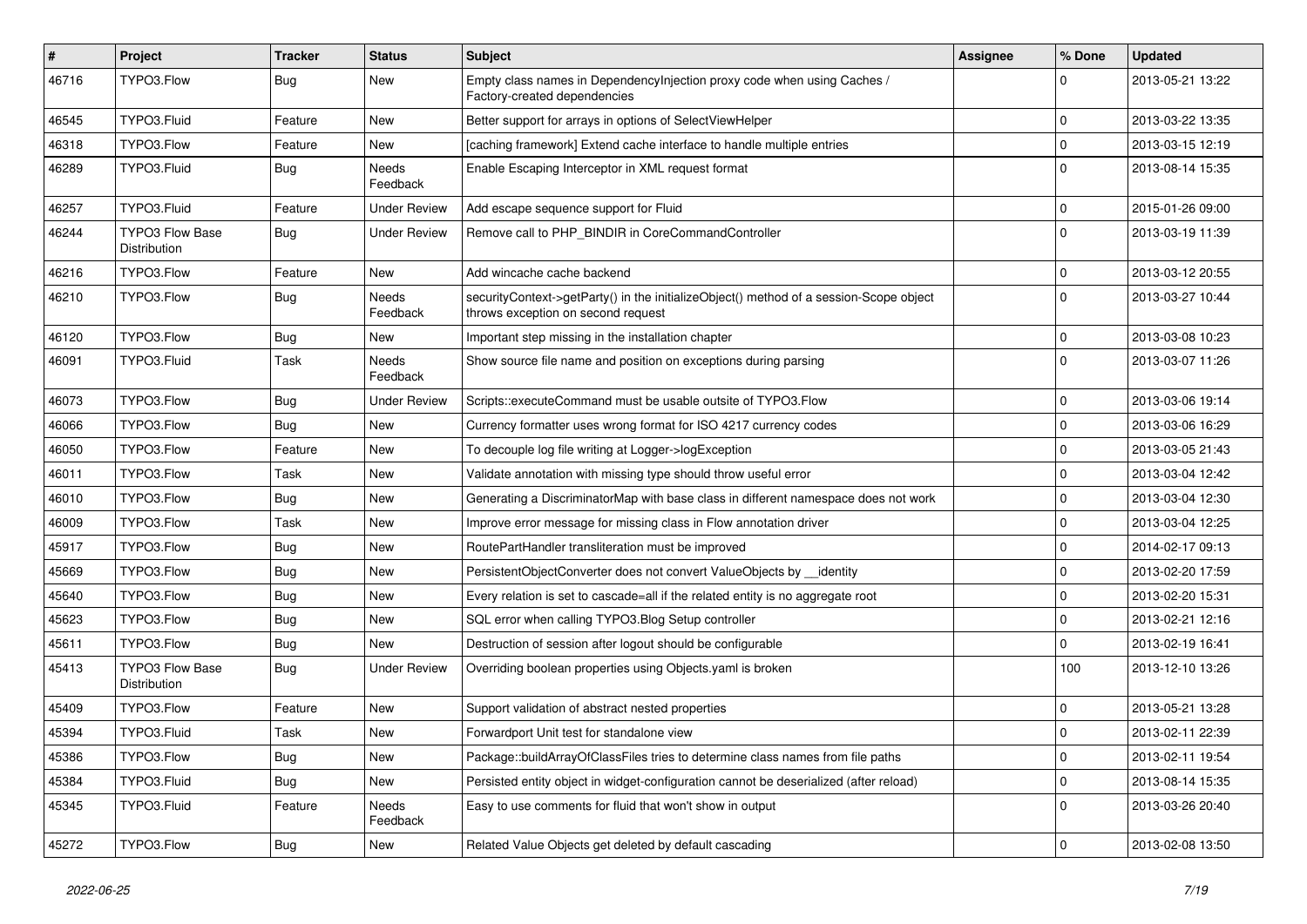| # | Project | Tracker | Status | Subject | Assignee | % Done | Updated |
|---|---|---|---|---|---|---|---|
| 46716 | TYPO3.Flow | Bug | New | Empty class names in DependencyInjection proxy code when using Caches / Factory-created dependencies | | 0 | 2013-05-21 13:22 |
| 46545 | TYPO3.Fluid | Feature | New | Better support for arrays in options of SelectViewHelper | | 0 | 2013-03-22 13:35 |
| 46318 | TYPO3.Flow | Feature | New | [caching framework] Extend cache interface to handle multiple entries | | 0 | 2013-03-15 12:19 |
| 46289 | TYPO3.Fluid | Bug | Needs Feedback | Enable Escaping Interceptor in XML request format | | 0 | 2013-08-14 15:35 |
| 46257 | TYPO3.Fluid | Feature | Under Review | Add escape sequence support for Fluid | | 0 | 2015-01-26 09:00 |
| 46244 | TYPO3 Flow Base Distribution | Bug | Under Review | Remove call to PHP_BINDIR in CoreCommandController | | 0 | 2013-03-19 11:39 |
| 46216 | TYPO3.Flow | Feature | New | Add wincache cache backend | | 0 | 2013-03-12 20:55 |
| 46210 | TYPO3.Flow | Bug | Needs Feedback | securityContext->getParty() in the initializeObject() method of a session-Scope object throws exception on second request | | 0 | 2013-03-27 10:44 |
| 46120 | TYPO3.Flow | Bug | New | Important step missing in the installation chapter | | 0 | 2013-03-08 10:23 |
| 46091 | TYPO3.Fluid | Task | Needs Feedback | Show source file name and position on exceptions during parsing | | 0 | 2013-03-07 11:26 |
| 46073 | TYPO3.Flow | Bug | Under Review | Scripts::executeCommand must be usable outsite of TYPO3.Flow | | 0 | 2013-03-06 19:14 |
| 46066 | TYPO3.Flow | Bug | New | Currency formatter uses wrong format for ISO 4217 currency codes | | 0 | 2013-03-06 16:29 |
| 46050 | TYPO3.Flow | Feature | New | To decouple log file writing at Logger->logException | | 0 | 2013-03-05 21:43 |
| 46011 | TYPO3.Flow | Task | New | Validate annotation with missing type should throw useful error | | 0 | 2013-03-04 12:42 |
| 46010 | TYPO3.Flow | Bug | New | Generating a DiscriminatorMap with base class in different namespace does not work | | 0 | 2013-03-04 12:30 |
| 46009 | TYPO3.Flow | Task | New | Improve error message for missing class in Flow annotation driver | | 0 | 2013-03-04 12:25 |
| 45917 | TYPO3.Flow | Bug | New | RoutePartHandler transliteration must be improved | | 0 | 2014-02-17 09:13 |
| 45669 | TYPO3.Flow | Bug | New | PersistentObjectConverter does not convert ValueObjects by __identity | | 0 | 2013-02-20 17:59 |
| 45640 | TYPO3.Flow | Bug | New | Every relation is set to cascade=all if the related entity is no aggregate root | | 0 | 2013-02-20 15:31 |
| 45623 | TYPO3.Flow | Bug | New | SQL error when calling TYPO3.Blog Setup controller | | 0 | 2013-02-21 12:16 |
| 45611 | TYPO3.Flow | Bug | New | Destruction of session after logout should be configurable | | 0 | 2013-02-19 16:41 |
| 45413 | TYPO3 Flow Base Distribution | Bug | Under Review | Overriding boolean properties using Objects.yaml is broken | | 100 | 2013-12-10 13:26 |
| 45409 | TYPO3.Flow | Feature | New | Support validation of abstract nested properties | | 0 | 2013-05-21 13:28 |
| 45394 | TYPO3.Fluid | Task | New | Forwardport Unit test for standalone view | | 0 | 2013-02-11 22:39 |
| 45386 | TYPO3.Flow | Bug | New | Package::buildArrayOfClassFiles tries to determine class names from file paths | | 0 | 2013-02-11 19:54 |
| 45384 | TYPO3.Fluid | Bug | New | Persisted entity object in widget-configuration cannot be deserialized (after reload) | | 0 | 2013-08-14 15:35 |
| 45345 | TYPO3.Fluid | Feature | Needs Feedback | Easy to use comments for fluid that won't show in output | | 0 | 2013-03-26 20:40 |
| 45272 | TYPO3.Flow | Bug | New | Related Value Objects get deleted by default cascading | | 0 | 2013-02-08 13:50 |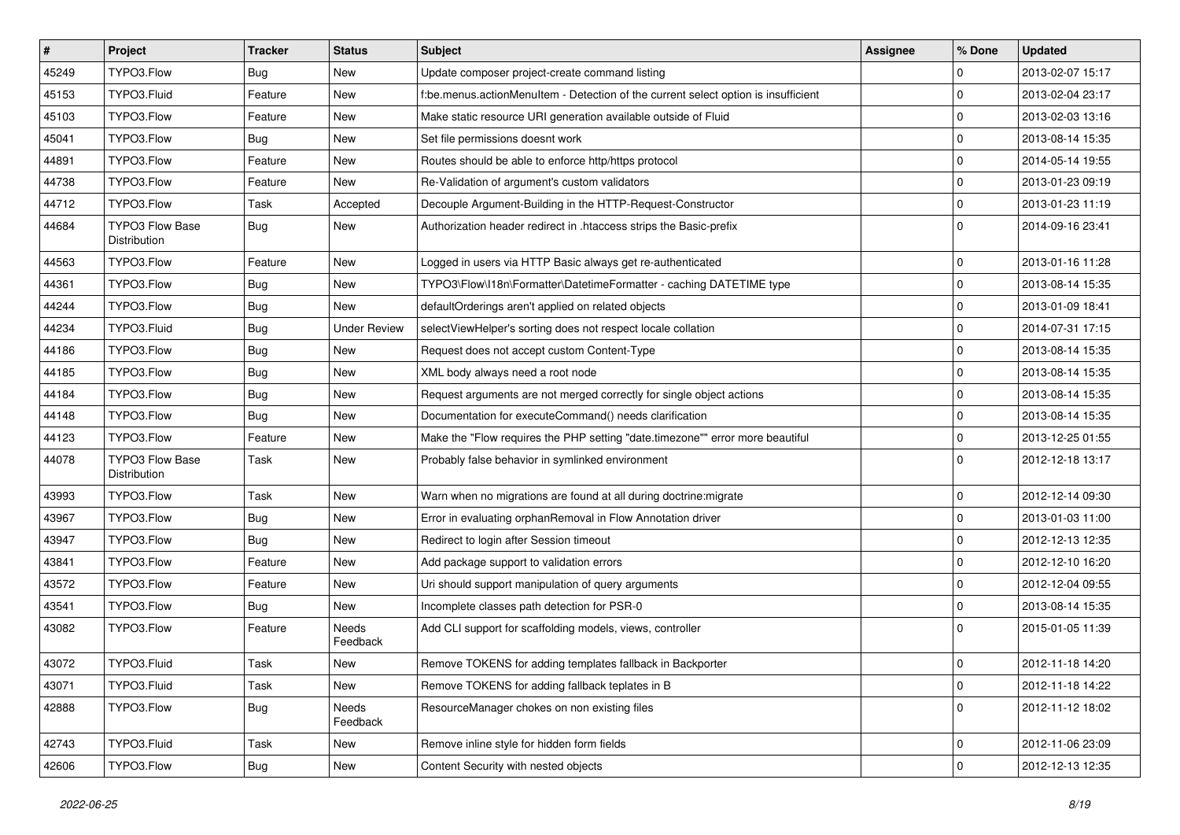| # | Project | Tracker | Status | Subject | Assignee | % Done | Updated |
|---|---|---|---|---|---|---|---|
| 45249 | TYPO3.Flow | Bug | New | Update composer project-create command listing | | 0 | 2013-02-07 15:17 |
| 45153 | TYPO3.Fluid | Feature | New | f:be.menus.actionMenuItem - Detection of the current select option is insufficient | | 0 | 2013-02-04 23:17 |
| 45103 | TYPO3.Flow | Feature | New | Make static resource URI generation available outside of Fluid | | 0 | 2013-02-03 13:16 |
| 45041 | TYPO3.Flow | Bug | New | Set file permissions doesnt work | | 0 | 2013-08-14 15:35 |
| 44891 | TYPO3.Flow | Feature | New | Routes should be able to enforce http/https protocol | | 0 | 2014-05-14 19:55 |
| 44738 | TYPO3.Flow | Feature | New | Re-Validation of argument's custom validators | | 0 | 2013-01-23 09:19 |
| 44712 | TYPO3.Flow | Task | Accepted | Decouple Argument-Building in the HTTP-Request-Constructor | | 0 | 2013-01-23 11:19 |
| 44684 | TYPO3 Flow Base Distribution | Bug | New | Authorization header redirect in .htaccess strips the Basic-prefix | | 0 | 2014-09-16 23:41 |
| 44563 | TYPO3.Flow | Feature | New | Logged in users via HTTP Basic always get re-authenticated | | 0 | 2013-01-16 11:28 |
| 44361 | TYPO3.Flow | Bug | New | TYPO3\Flow\I18n\Formatter\DatetimeFormatter - caching DATETIME type | | 0 | 2013-08-14 15:35 |
| 44244 | TYPO3.Flow | Bug | New | defaultOrderings aren't applied on related objects | | 0 | 2013-01-09 18:41 |
| 44234 | TYPO3.Fluid | Bug | Under Review | selectViewHelper's sorting does not respect locale collation | | 0 | 2014-07-31 17:15 |
| 44186 | TYPO3.Flow | Bug | New | Request does not accept custom Content-Type | | 0 | 2013-08-14 15:35 |
| 44185 | TYPO3.Flow | Bug | New | XML body always need a root node | | 0 | 2013-08-14 15:35 |
| 44184 | TYPO3.Flow | Bug | New | Request arguments are not merged correctly for single object actions | | 0 | 2013-08-14 15:35 |
| 44148 | TYPO3.Flow | Bug | New | Documentation for executeCommand() needs clarification | | 0 | 2013-08-14 15:35 |
| 44123 | TYPO3.Flow | Feature | New | Make the "Flow requires the PHP setting "date.timezone"" error more beautiful | | 0 | 2013-12-25 01:55 |
| 44078 | TYPO3 Flow Base Distribution | Task | New | Probably false behavior in symlinked environment | | 0 | 2012-12-18 13:17 |
| 43993 | TYPO3.Flow | Task | New | Warn when no migrations are found at all during doctrine:migrate | | 0 | 2012-12-14 09:30 |
| 43967 | TYPO3.Flow | Bug | New | Error in evaluating orphanRemoval in Flow Annotation driver | | 0 | 2013-01-03 11:00 |
| 43947 | TYPO3.Flow | Bug | New | Redirect to login after Session timeout | | 0 | 2012-12-13 12:35 |
| 43841 | TYPO3.Flow | Feature | New | Add package support to validation errors | | 0 | 2012-12-10 16:20 |
| 43572 | TYPO3.Flow | Feature | New | Uri should support manipulation of query arguments | | 0 | 2012-12-04 09:55 |
| 43541 | TYPO3.Flow | Bug | New | Incomplete classes path detection for PSR-0 | | 0 | 2013-08-14 15:35 |
| 43082 | TYPO3.Flow | Feature | Needs Feedback | Add CLI support for scaffolding models, views, controller | | 0 | 2015-01-05 11:39 |
| 43072 | TYPO3.Fluid | Task | New | Remove TOKENS for adding templates fallback in Backporter | | 0 | 2012-11-18 14:20 |
| 43071 | TYPO3.Fluid | Task | New | Remove TOKENS for adding fallback teplates in B | | 0 | 2012-11-18 14:22 |
| 42888 | TYPO3.Flow | Bug | Needs Feedback | ResourceManager chokes on non existing files | | 0 | 2012-11-12 18:02 |
| 42743 | TYPO3.Fluid | Task | New | Remove inline style for hidden form fields | | 0 | 2012-11-06 23:09 |
| 42606 | TYPO3.Flow | Bug | New | Content Security with nested objects | | 0 | 2012-12-13 12:35 |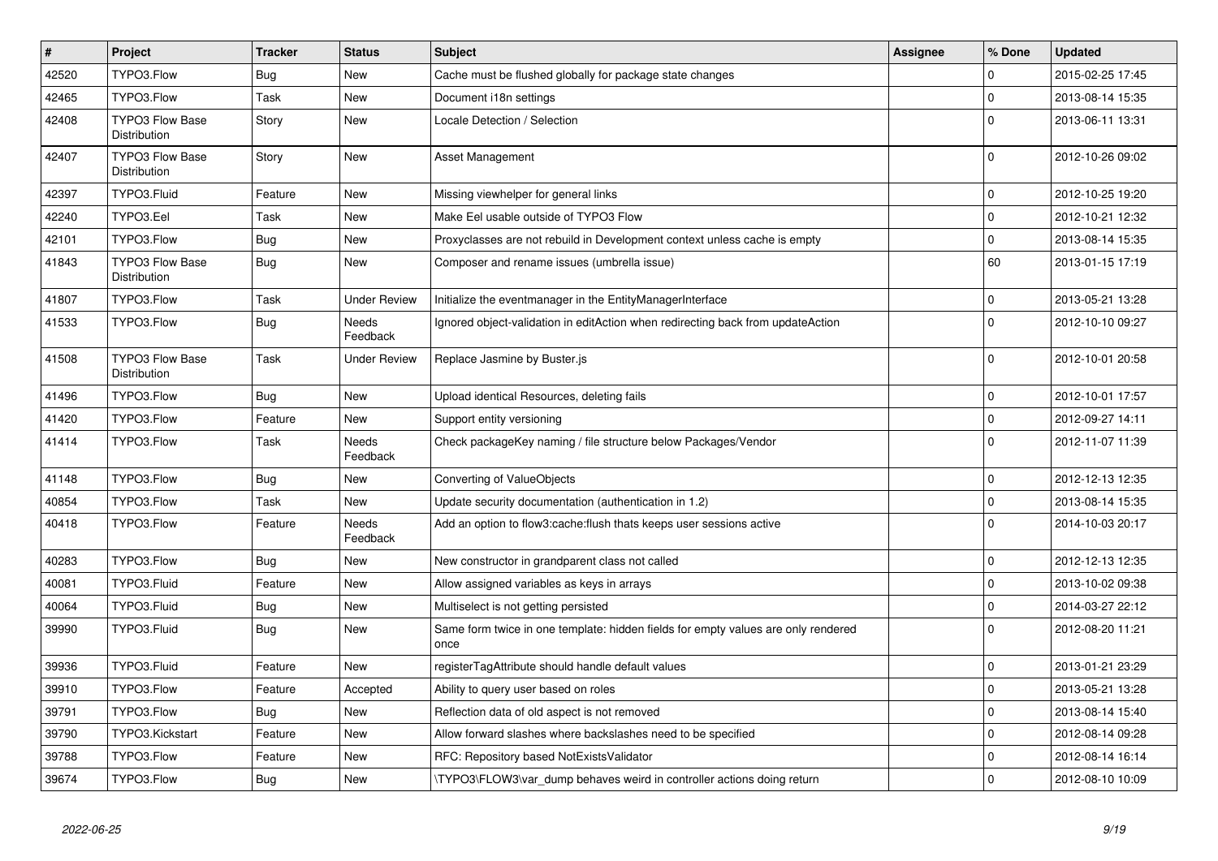| # | Project | Tracker | Status | Subject | Assignee | % Done | Updated |
|---|---|---|---|---|---|---|---|
| 42520 | TYPO3.Flow | Bug | New | Cache must be flushed globally for package state changes | | 0 | 2015-02-25 17:45 |
| 42465 | TYPO3.Flow | Task | New | Document i18n settings | | 0 | 2013-08-14 15:35 |
| 42408 | TYPO3 Flow Base Distribution | Story | New | Locale Detection / Selection | | 0 | 2013-06-11 13:31 |
| 42407 | TYPO3 Flow Base Distribution | Story | New | Asset Management | | 0 | 2012-10-26 09:02 |
| 42397 | TYPO3.Fluid | Feature | New | Missing viewhelper for general links | | 0 | 2012-10-25 19:20 |
| 42240 | TYPO3.Eel | Task | New | Make Eel usable outside of TYPO3 Flow | | 0 | 2012-10-21 12:32 |
| 42101 | TYPO3.Flow | Bug | New | Proxyclasses are not rebuild in Development context unless cache is empty | | 0 | 2013-08-14 15:35 |
| 41843 | TYPO3 Flow Base Distribution | Bug | New | Composer and rename issues (umbrella issue) | | 60 | 2013-01-15 17:19 |
| 41807 | TYPO3.Flow | Task | Under Review | Initialize the eventmanager in the EntityManagerInterface | | 0 | 2013-05-21 13:28 |
| 41533 | TYPO3.Flow | Bug | Needs Feedback | Ignored object-validation in editAction when redirecting back from updateAction | | 0 | 2012-10-10 09:27 |
| 41508 | TYPO3 Flow Base Distribution | Task | Under Review | Replace Jasmine by Buster.js | | 0 | 2012-10-01 20:58 |
| 41496 | TYPO3.Flow | Bug | New | Upload identical Resources, deleting fails | | 0 | 2012-10-01 17:57 |
| 41420 | TYPO3.Flow | Feature | New | Support entity versioning | | 0 | 2012-09-27 14:11 |
| 41414 | TYPO3.Flow | Task | Needs Feedback | Check packageKey naming / file structure below Packages/Vendor | | 0 | 2012-11-07 11:39 |
| 41148 | TYPO3.Flow | Bug | New | Converting of ValueObjects | | 0 | 2012-12-13 12:35 |
| 40854 | TYPO3.Flow | Task | New | Update security documentation (authentication in 1.2) | | 0 | 2013-08-14 15:35 |
| 40418 | TYPO3.Flow | Feature | Needs Feedback | Add an option to flow3:cache:flush thats keeps user sessions active | | 0 | 2014-10-03 20:17 |
| 40283 | TYPO3.Flow | Bug | New | New constructor in grandparent class not called | | 0 | 2012-12-13 12:35 |
| 40081 | TYPO3.Fluid | Feature | New | Allow assigned variables as keys in arrays | | 0 | 2013-10-02 09:38 |
| 40064 | TYPO3.Fluid | Bug | New | Multiselect is not getting persisted | | 0 | 2014-03-27 22:12 |
| 39990 | TYPO3.Fluid | Bug | New | Same form twice in one template: hidden fields for empty values are only rendered once | | 0 | 2012-08-20 11:21 |
| 39936 | TYPO3.Fluid | Feature | New | registerTagAttribute should handle default values | | 0 | 2013-01-21 23:29 |
| 39910 | TYPO3.Flow | Feature | Accepted | Ability to query user based on roles | | 0 | 2013-05-21 13:28 |
| 39791 | TYPO3.Flow | Bug | New | Reflection data of old aspect is not removed | | 0 | 2013-08-14 15:40 |
| 39790 | TYPO3.Kickstart | Feature | New | Allow forward slashes where backslashes need to be specified | | 0 | 2012-08-14 09:28 |
| 39788 | TYPO3.Flow | Feature | New | RFC: Repository based NotExistsValidator | | 0 | 2012-08-14 16:14 |
| 39674 | TYPO3.Flow | Bug | New | \TYPO3\FLOW3\var_dump behaves weird in controller actions doing return | | 0 | 2012-08-10 10:09 |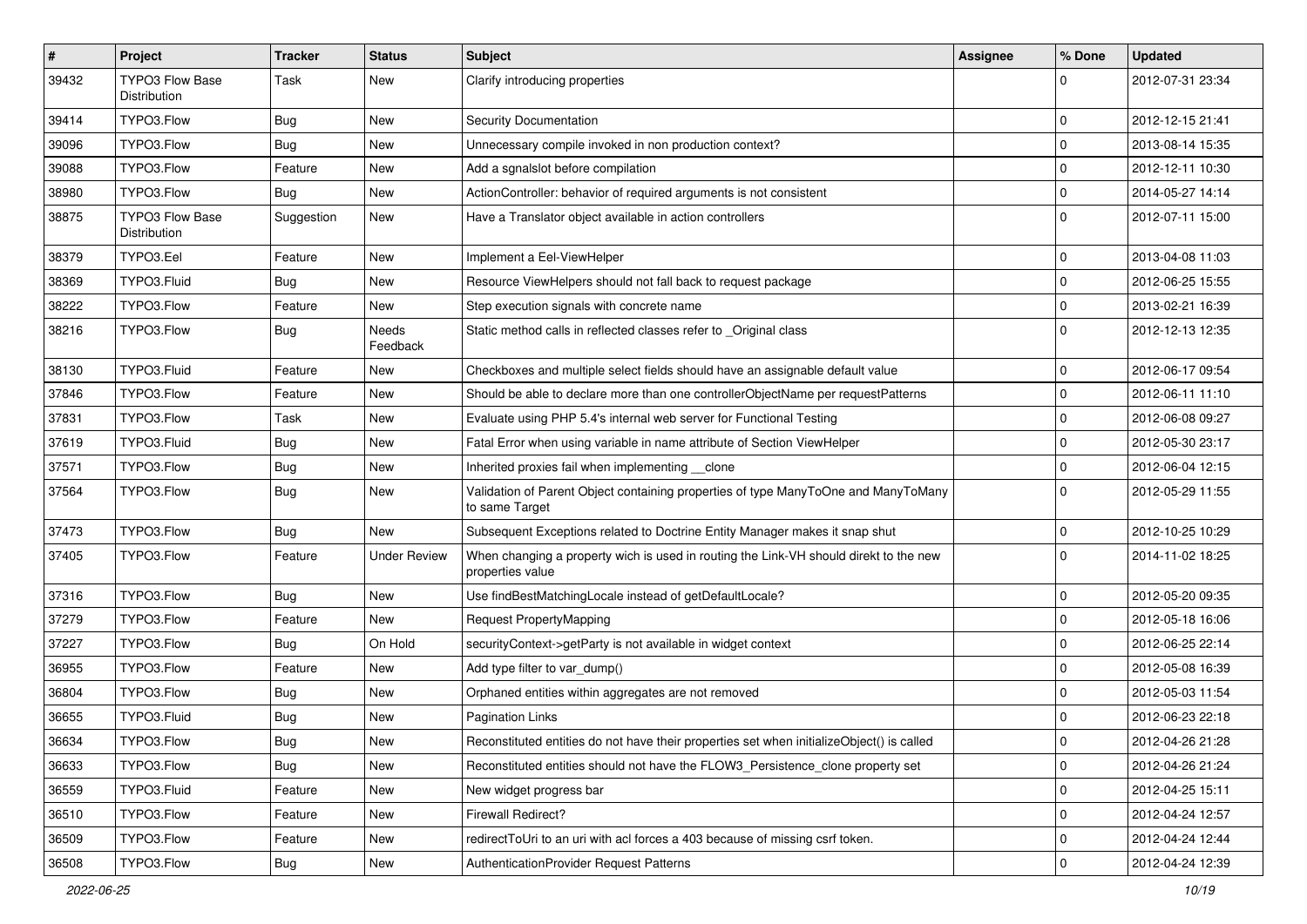| # | Project | Tracker | Status | Subject | Assignee | % Done | Updated |
| --- | --- | --- | --- | --- | --- | --- | --- |
| 39432 | TYPO3 Flow Base Distribution | Task | New | Clarify introducing properties | | 0 | 2012-07-31 23:34 |
| 39414 | TYPO3.Flow | Bug | New | Security Documentation | | 0 | 2012-12-15 21:41 |
| 39096 | TYPO3.Flow | Bug | New | Unnecessary compile invoked in non production context? | | 0 | 2013-08-14 15:35 |
| 39088 | TYPO3.Flow | Feature | New | Add a sgnalslot before compilation | | 0 | 2012-12-11 10:30 |
| 38980 | TYPO3.Flow | Bug | New | ActionController: behavior of required arguments is not consistent | | 0 | 2014-05-27 14:14 |
| 38875 | TYPO3 Flow Base Distribution | Suggestion | New | Have a Translator object available in action controllers | | 0 | 2012-07-11 15:00 |
| 38379 | TYPO3.Eel | Feature | New | Implement a Eel-ViewHelper | | 0 | 2013-04-08 11:03 |
| 38369 | TYPO3.Fluid | Bug | New | Resource ViewHelpers should not fall back to request package | | 0 | 2012-06-25 15:55 |
| 38222 | TYPO3.Flow | Feature | New | Step execution signals with concrete name | | 0 | 2013-02-21 16:39 |
| 38216 | TYPO3.Flow | Bug | Needs Feedback | Static method calls in reflected classes refer to _Original class | | 0 | 2012-12-13 12:35 |
| 38130 | TYPO3.Fluid | Feature | New | Checkboxes and multiple select fields should have an assignable default value | | 0 | 2012-06-17 09:54 |
| 37846 | TYPO3.Flow | Feature | New | Should be able to declare more than one controllerObjectName per requestPatterns | | 0 | 2012-06-11 11:10 |
| 37831 | TYPO3.Flow | Task | New | Evaluate using PHP 5.4's internal web server for Functional Testing | | 0 | 2012-06-08 09:27 |
| 37619 | TYPO3.Fluid | Bug | New | Fatal Error when using variable in name attribute of Section ViewHelper | | 0 | 2012-05-30 23:17 |
| 37571 | TYPO3.Flow | Bug | New | Inherited proxies fail when implementing __clone | | 0 | 2012-06-04 12:15 |
| 37564 | TYPO3.Flow | Bug | New | Validation of Parent Object containing properties of type ManyToOne and ManyToMany to same Target | | 0 | 2012-05-29 11:55 |
| 37473 | TYPO3.Flow | Bug | New | Subsequent Exceptions related to Doctrine Entity Manager makes it snap shut | | 0 | 2012-10-25 10:29 |
| 37405 | TYPO3.Flow | Feature | Under Review | When changing a property wich is used in routing the Link-VH should direkt to the new properties value | | 0 | 2014-11-02 18:25 |
| 37316 | TYPO3.Flow | Bug | New | Use findBestMatchingLocale instead of getDefaultLocale? | | 0 | 2012-05-20 09:35 |
| 37279 | TYPO3.Flow | Feature | New | Request PropertyMapping | | 0 | 2012-05-18 16:06 |
| 37227 | TYPO3.Flow | Bug | On Hold | securityContext->getParty is not available in widget context | | 0 | 2012-06-25 22:14 |
| 36955 | TYPO3.Flow | Feature | New | Add type filter to var_dump() | | 0 | 2012-05-08 16:39 |
| 36804 | TYPO3.Flow | Bug | New | Orphaned entities within aggregates are not removed | | 0 | 2012-05-03 11:54 |
| 36655 | TYPO3.Fluid | Bug | New | Pagination Links | | 0 | 2012-06-23 22:18 |
| 36634 | TYPO3.Flow | Bug | New | Reconstituted entities do not have their properties set when initializeObject() is called | | 0 | 2012-04-26 21:28 |
| 36633 | TYPO3.Flow | Bug | New | Reconstituted entities should not have the FLOW3_Persistence_clone property set | | 0 | 2012-04-26 21:24 |
| 36559 | TYPO3.Fluid | Feature | New | New widget progress bar | | 0 | 2012-04-25 15:11 |
| 36510 | TYPO3.Flow | Feature | New | Firewall Redirect? | | 0 | 2012-04-24 12:57 |
| 36509 | TYPO3.Flow | Feature | New | redirectToUri to an uri with acl forces a 403 because of missing csrf token. | | 0 | 2012-04-24 12:44 |
| 36508 | TYPO3.Flow | Bug | New | AuthenticationProvider Request Patterns | | 0 | 2012-04-24 12:39 |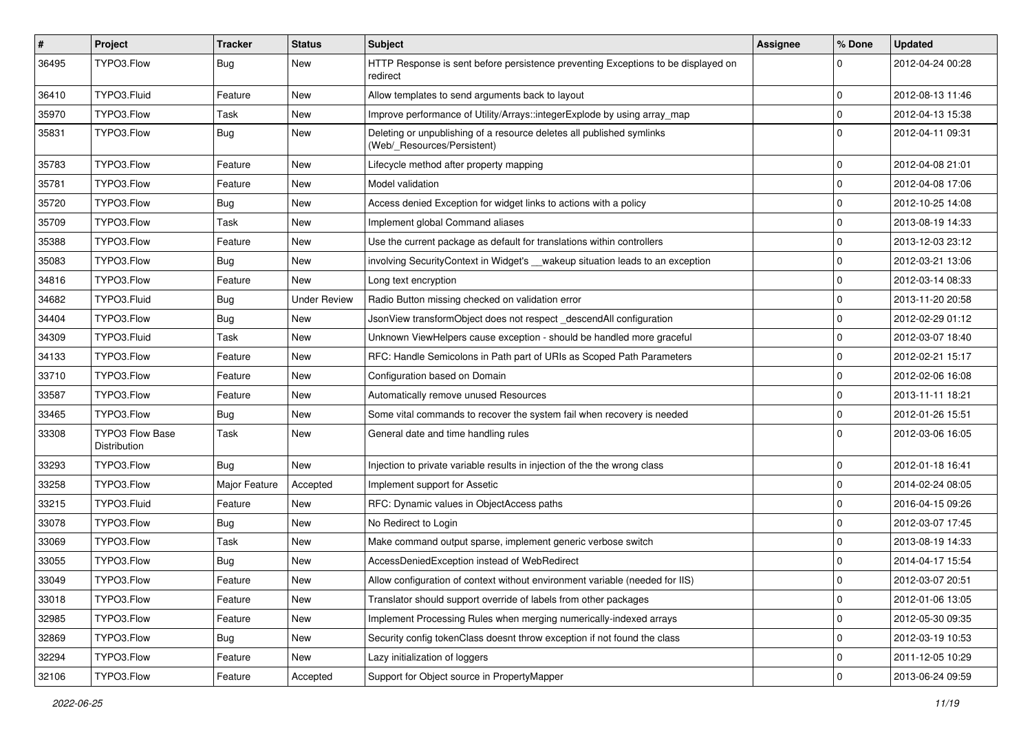| # | Project | Tracker | Status | Subject | Assignee | % Done | Updated |
|---|---|---|---|---|---|---|---|
| 36495 | TYPO3.Flow | Bug | New | HTTP Response is sent before persistence preventing Exceptions to be displayed on redirect | | 0 | 2012-04-24 00:28 |
| 36410 | TYPO3.Fluid | Feature | New | Allow templates to send arguments back to layout | | 0 | 2012-08-13 11:46 |
| 35970 | TYPO3.Flow | Task | New | Improve performance of Utility/Arrays::integerExplode by using array_map | | 0 | 2012-04-13 15:38 |
| 35831 | TYPO3.Flow | Bug | New | Deleting or unpublishing of a resource deletes all published symlinks (Web/_Resources/Persistent) | | 0 | 2012-04-11 09:31 |
| 35783 | TYPO3.Flow | Feature | New | Lifecycle method after property mapping | | 0 | 2012-04-08 21:01 |
| 35781 | TYPO3.Flow | Feature | New | Model validation | | 0 | 2012-04-08 17:06 |
| 35720 | TYPO3.Flow | Bug | New | Access denied Exception for widget links to actions with a policy | | 0 | 2012-10-25 14:08 |
| 35709 | TYPO3.Flow | Task | New | Implement global Command aliases | | 0 | 2013-08-19 14:33 |
| 35388 | TYPO3.Flow | Feature | New | Use the current package as default for translations within controllers | | 0 | 2013-12-03 23:12 |
| 35083 | TYPO3.Flow | Bug | New | involving SecurityContext in Widget's __wakeup situation leads to an exception | | 0 | 2012-03-21 13:06 |
| 34816 | TYPO3.Flow | Feature | New | Long text encryption | | 0 | 2012-03-14 08:33 |
| 34682 | TYPO3.Fluid | Bug | Under Review | Radio Button missing checked on validation error | | 0 | 2013-11-20 20:58 |
| 34404 | TYPO3.Flow | Bug | New | JsonView transformObject does not respect _descendAll configuration | | 0 | 2012-02-29 01:12 |
| 34309 | TYPO3.Fluid | Task | New | Unknown ViewHelpers cause exception - should be handled more graceful | | 0 | 2012-03-07 18:40 |
| 34133 | TYPO3.Flow | Feature | New | RFC: Handle Semicolons in Path part of URIs as Scoped Path Parameters | | 0 | 2012-02-21 15:17 |
| 33710 | TYPO3.Flow | Feature | New | Configuration based on Domain | | 0 | 2012-02-06 16:08 |
| 33587 | TYPO3.Flow | Feature | New | Automatically remove unused Resources | | 0 | 2013-11-11 18:21 |
| 33465 | TYPO3.Flow | Bug | New | Some vital commands to recover the system fail when recovery is needed | | 0 | 2012-01-26 15:51 |
| 33308 | TYPO3 Flow Base Distribution | Task | New | General date and time handling rules | | 0 | 2012-03-06 16:05 |
| 33293 | TYPO3.Flow | Bug | New | Injection to private variable results in injection of the the wrong class | | 0 | 2012-01-18 16:41 |
| 33258 | TYPO3.Flow | Major Feature | Accepted | Implement support for Assetic | | 0 | 2014-02-24 08:05 |
| 33215 | TYPO3.Fluid | Feature | New | RFC: Dynamic values in ObjectAccess paths | | 0 | 2016-04-15 09:26 |
| 33078 | TYPO3.Flow | Bug | New | No Redirect to Login | | 0 | 2012-03-07 17:45 |
| 33069 | TYPO3.Flow | Task | New | Make command output sparse, implement generic verbose switch | | 0 | 2013-08-19 14:33 |
| 33055 | TYPO3.Flow | Bug | New | AccessDeniedException instead of WebRedirect | | 0 | 2014-04-17 15:54 |
| 33049 | TYPO3.Flow | Feature | New | Allow configuration of context without environment variable (needed for IIS) | | 0 | 2012-03-07 20:51 |
| 33018 | TYPO3.Flow | Feature | New | Translator should support override of labels from other packages | | 0 | 2012-01-06 13:05 |
| 32985 | TYPO3.Flow | Feature | New | Implement Processing Rules when merging numerically-indexed arrays | | 0 | 2012-05-30 09:35 |
| 32869 | TYPO3.Flow | Bug | New | Security config tokenClass doesnt throw exception if not found the class | | 0 | 2012-03-19 10:53 |
| 32294 | TYPO3.Flow | Feature | New | Lazy initialization of loggers | | 0 | 2011-12-05 10:29 |
| 32106 | TYPO3.Flow | Feature | Accepted | Support for Object source in PropertyMapper | | 0 | 2013-06-24 09:59 |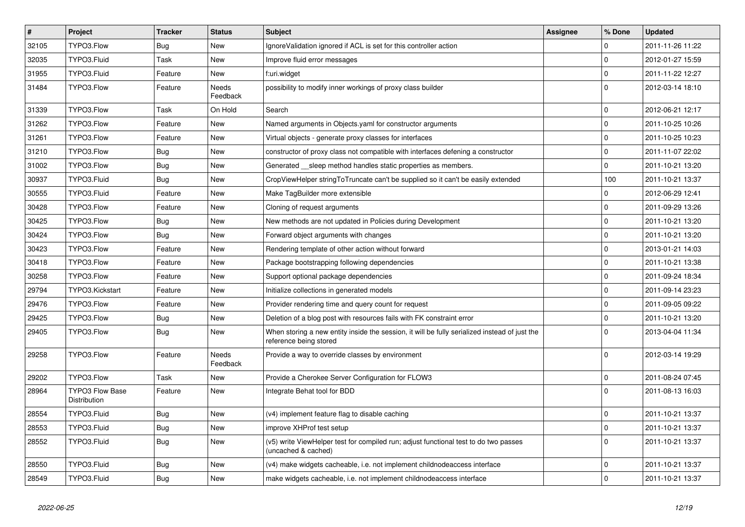| # | Project | Tracker | Status | Subject | Assignee | % Done | Updated |
|---|---|---|---|---|---|---|---|
| 32105 | TYPO3.Flow | Bug | New | IgnoreValidation ignored if ACL is set for this controller action | | 0 | 2011-11-26 11:22 |
| 32035 | TYPO3.Fluid | Task | New | Improve fluid error messages | | 0 | 2012-01-27 15:59 |
| 31955 | TYPO3.Fluid | Feature | New | f:uri.widget | | 0 | 2011-11-22 12:27 |
| 31484 | TYPO3.Flow | Feature | Needs Feedback | possibility to modify inner workings of proxy class builder | | 0 | 2012-03-14 18:10 |
| 31339 | TYPO3.Flow | Task | On Hold | Search | | 0 | 2012-06-21 12:17 |
| 31262 | TYPO3.Flow | Feature | New | Named arguments in Objects.yaml for constructor arguments | | 0 | 2011-10-25 10:26 |
| 31261 | TYPO3.Flow | Feature | New | Virtual objects - generate proxy classes for interfaces | | 0 | 2011-10-25 10:23 |
| 31210 | TYPO3.Flow | Bug | New | constructor of proxy class not compatible with interfaces defening a constructor | | 0 | 2011-11-07 22:02 |
| 31002 | TYPO3.Flow | Bug | New | Generated __sleep method handles static properties as members. | | 0 | 2011-10-21 13:20 |
| 30937 | TYPO3.Fluid | Bug | New | CropViewHelper stringToTruncate can't be supplied so it can't be easily extended | | 100 | 2011-10-21 13:37 |
| 30555 | TYPO3.Fluid | Feature | New | Make TagBuilder more extensible | | 0 | 2012-06-29 12:41 |
| 30428 | TYPO3.Flow | Feature | New | Cloning of request arguments | | 0 | 2011-09-29 13:26 |
| 30425 | TYPO3.Flow | Bug | New | New methods are not updated in Policies during Development | | 0 | 2011-10-21 13:20 |
| 30424 | TYPO3.Flow | Bug | New | Forward object arguments with changes | | 0 | 2011-10-21 13:20 |
| 30423 | TYPO3.Flow | Feature | New | Rendering template of other action without forward | | 0 | 2013-01-21 14:03 |
| 30418 | TYPO3.Flow | Feature | New | Package bootstrapping following dependencies | | 0 | 2011-10-21 13:38 |
| 30258 | TYPO3.Flow | Feature | New | Support optional package dependencies | | 0 | 2011-09-24 18:34 |
| 29794 | TYPO3.Kickstart | Feature | New | Initialize collections in generated models | | 0 | 2011-09-14 23:23 |
| 29476 | TYPO3.Flow | Feature | New | Provider rendering time and query count for request | | 0 | 2011-09-05 09:22 |
| 29425 | TYPO3.Flow | Bug | New | Deletion of a blog post with resources fails with FK constraint error | | 0 | 2011-10-21 13:20 |
| 29405 | TYPO3.Flow | Bug | New | When storing a new entity inside the session, it will be fully serialized instead of just the reference being stored | | 0 | 2013-04-04 11:34 |
| 29258 | TYPO3.Flow | Feature | Needs Feedback | Provide a way to override classes by environment | | 0 | 2012-03-14 19:29 |
| 29202 | TYPO3.Flow | Task | New | Provide a Cherokee Server Configuration for FLOW3 | | 0 | 2011-08-24 07:45 |
| 28964 | TYPO3 Flow Base Distribution | Feature | New | Integrate Behat tool for BDD | | 0 | 2011-08-13 16:03 |
| 28554 | TYPO3.Fluid | Bug | New | (v4) implement feature flag to disable caching | | 0 | 2011-10-21 13:37 |
| 28553 | TYPO3.Fluid | Bug | New | improve XHProf test setup | | 0 | 2011-10-21 13:37 |
| 28552 | TYPO3.Fluid | Bug | New | (v5) write ViewHelper test for compiled run; adjust functional test to do two passes (uncached & cached) | | 0 | 2011-10-21 13:37 |
| 28550 | TYPO3.Fluid | Bug | New | (v4) make widgets cacheable, i.e. not implement childnodeaccess interface | | 0 | 2011-10-21 13:37 |
| 28549 | TYPO3.Fluid | Bug | New | make widgets cacheable, i.e. not implement childnodeaccess interface | | 0 | 2011-10-21 13:37 |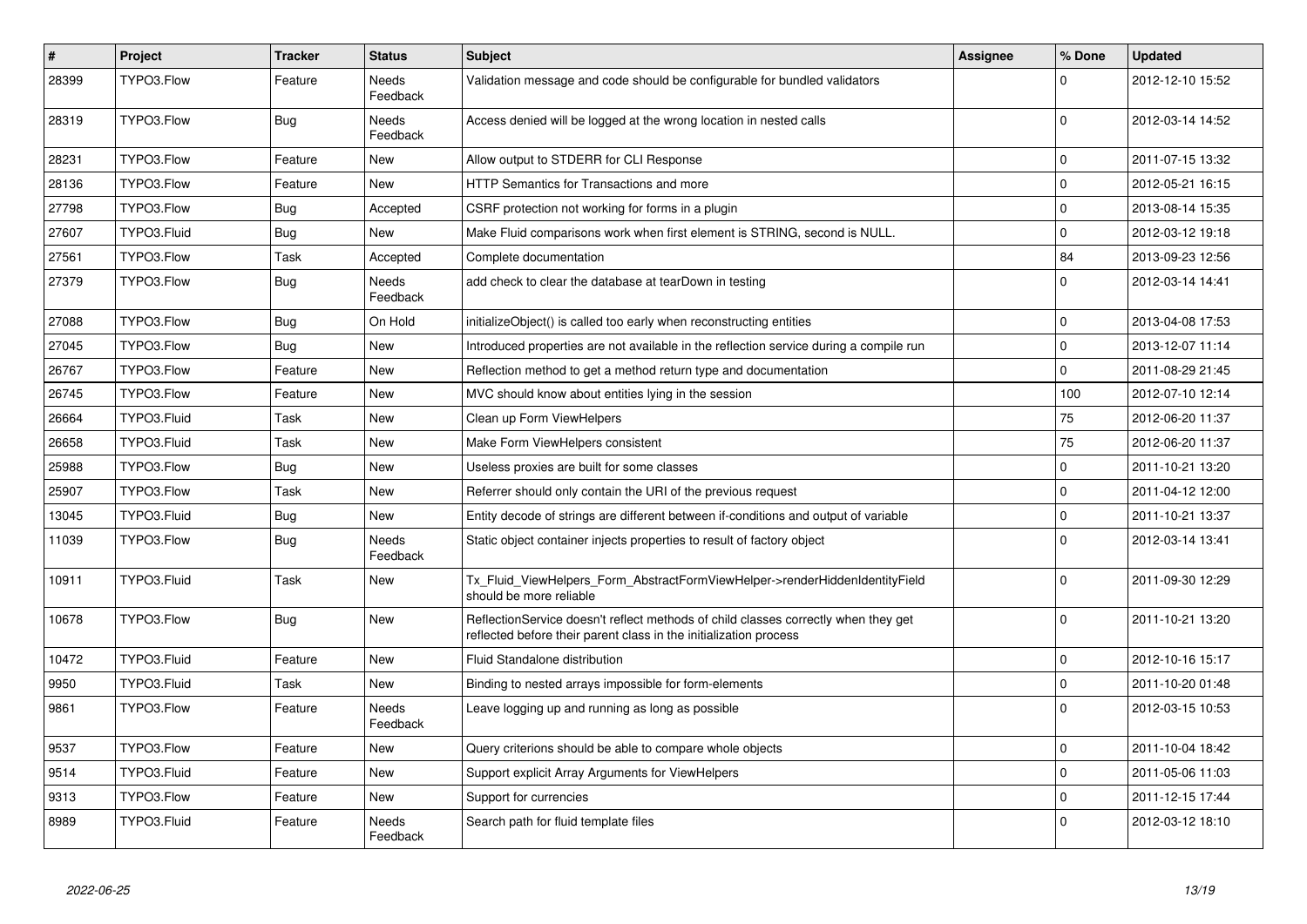| # | Project | Tracker | Status | Subject | Assignee | % Done | Updated |
|---|---|---|---|---|---|---|---|
| 28399 | TYPO3.Flow | Feature | Needs Feedback | Validation message and code should be configurable for bundled validators | | 0 | 2012-12-10 15:52 |
| 28319 | TYPO3.Flow | Bug | Needs Feedback | Access denied will be logged at the wrong location in nested calls | | 0 | 2012-03-14 14:52 |
| 28231 | TYPO3.Flow | Feature | New | Allow output to STDERR for CLI Response | | 0 | 2011-07-15 13:32 |
| 28136 | TYPO3.Flow | Feature | New | HTTP Semantics for Transactions and more | | 0 | 2012-05-21 16:15 |
| 27798 | TYPO3.Flow | Bug | Accepted | CSRF protection not working for forms in a plugin | | 0 | 2013-08-14 15:35 |
| 27607 | TYPO3.Fluid | Bug | New | Make Fluid comparisons work when first element is STRING, second is NULL. | | 0 | 2012-03-12 19:18 |
| 27561 | TYPO3.Flow | Task | Accepted | Complete documentation | | 84 | 2013-09-23 12:56 |
| 27379 | TYPO3.Flow | Bug | Needs Feedback | add check to clear the database at tearDown in testing | | 0 | 2012-03-14 14:41 |
| 27088 | TYPO3.Flow | Bug | On Hold | initializeObject() is called too early when reconstructing entities | | 0 | 2013-04-08 17:53 |
| 27045 | TYPO3.Flow | Bug | New | Introduced properties are not available in the reflection service during a compile run | | 0 | 2013-12-07 11:14 |
| 26767 | TYPO3.Flow | Feature | New | Reflection method to get a method return type and documentation | | 0 | 2011-08-29 21:45 |
| 26745 | TYPO3.Flow | Feature | New | MVC should know about entities lying in the session | | 100 | 2012-07-10 12:14 |
| 26664 | TYPO3.Fluid | Task | New | Clean up Form ViewHelpers | | 75 | 2012-06-20 11:37 |
| 26658 | TYPO3.Fluid | Task | New | Make Form ViewHelpers consistent | | 75 | 2012-06-20 11:37 |
| 25988 | TYPO3.Flow | Bug | New | Useless proxies are built for some classes | | 0 | 2011-10-21 13:20 |
| 25907 | TYPO3.Flow | Task | New | Referrer should only contain the URI of the previous request | | 0 | 2011-04-12 12:00 |
| 13045 | TYPO3.Fluid | Bug | New | Entity decode of strings are different between if-conditions and output of variable | | 0 | 2011-10-21 13:37 |
| 11039 | TYPO3.Flow | Bug | Needs Feedback | Static object container injects properties to result of factory object | | 0 | 2012-03-14 13:41 |
| 10911 | TYPO3.Fluid | Task | New | Tx_Fluid_ViewHelpers_Form_AbstractFormViewHelper->renderHiddenIdentityField should be more reliable | | 0 | 2011-09-30 12:29 |
| 10678 | TYPO3.Flow | Bug | New | ReflectionService doesn't reflect methods of child classes correctly when they get reflected before their parent class in the initialization process | | 0 | 2011-10-21 13:20 |
| 10472 | TYPO3.Fluid | Feature | New | Fluid Standalone distribution | | 0 | 2012-10-16 15:17 |
| 9950 | TYPO3.Fluid | Task | New | Binding to nested arrays impossible for form-elements | | 0 | 2011-10-20 01:48 |
| 9861 | TYPO3.Flow | Feature | Needs Feedback | Leave logging up and running as long as possible | | 0 | 2012-03-15 10:53 |
| 9537 | TYPO3.Flow | Feature | New | Query criterions should be able to compare whole objects | | 0 | 2011-10-04 18:42 |
| 9514 | TYPO3.Fluid | Feature | New | Support explicit Array Arguments for ViewHelpers | | 0 | 2011-05-06 11:03 |
| 9313 | TYPO3.Flow | Feature | New | Support for currencies | | 0 | 2011-12-15 17:44 |
| 8989 | TYPO3.Fluid | Feature | Needs Feedback | Search path for fluid template files | | 0 | 2012-03-12 18:10 |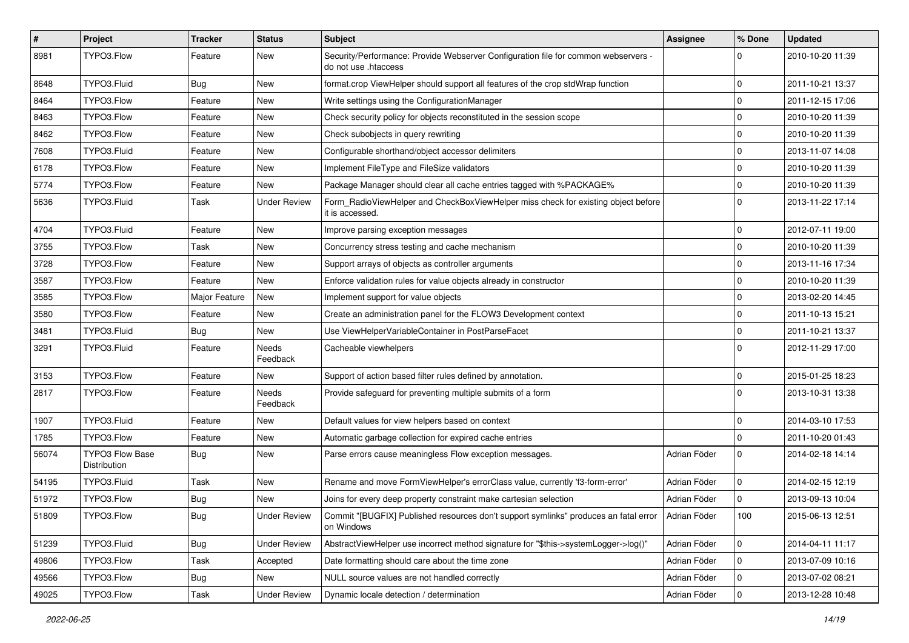| # | Project | Tracker | Status | Subject | Assignee | % Done | Updated |
|---|---|---|---|---|---|---|---|
| 8981 | TYPO3.Flow | Feature | New | Security/Performance: Provide Webserver Configuration file for common webservers - do not use .htaccess | | 0 | 2010-10-20 11:39 |
| 8648 | TYPO3.Fluid | Bug | New | format.crop ViewHelper should support all features of the crop stdWrap function | | 0 | 2011-10-21 13:37 |
| 8464 | TYPO3.Flow | Feature | New | Write settings using the ConfigurationManager | | 0 | 2011-12-15 17:06 |
| 8463 | TYPO3.Flow | Feature | New | Check security policy for objects reconstituted in the session scope | | 0 | 2010-10-20 11:39 |
| 8462 | TYPO3.Flow | Feature | New | Check subobjects in query rewriting | | 0 | 2010-10-20 11:39 |
| 7608 | TYPO3.Fluid | Feature | New | Configurable shorthand/object accessor delimiters | | 0 | 2013-11-07 14:08 |
| 6178 | TYPO3.Flow | Feature | New | Implement FileType and FileSize validators | | 0 | 2010-10-20 11:39 |
| 5774 | TYPO3.Flow | Feature | New | Package Manager should clear all cache entries tagged with %PACKAGE% | | 0 | 2010-10-20 11:39 |
| 5636 | TYPO3.Fluid | Task | Under Review | Form_RadioViewHelper and CheckBoxViewHelper miss check for existing object before it is accessed. | | 0 | 2013-11-22 17:14 |
| 4704 | TYPO3.Fluid | Feature | New | Improve parsing exception messages | | 0 | 2012-07-11 19:00 |
| 3755 | TYPO3.Flow | Task | New | Concurrency stress testing and cache mechanism | | 0 | 2010-10-20 11:39 |
| 3728 | TYPO3.Flow | Feature | New | Support arrays of objects as controller arguments | | 0 | 2013-11-16 17:34 |
| 3587 | TYPO3.Flow | Feature | New | Enforce validation rules for value objects already in constructor | | 0 | 2010-10-20 11:39 |
| 3585 | TYPO3.Flow | Major Feature | New | Implement support for value objects | | 0 | 2013-02-20 14:45 |
| 3580 | TYPO3.Flow | Feature | New | Create an administration panel for the FLOW3 Development context | | 0 | 2011-10-13 15:21 |
| 3481 | TYPO3.Fluid | Bug | New | Use ViewHelperVariableContainer in PostParseFacet | | 0 | 2011-10-21 13:37 |
| 3291 | TYPO3.Fluid | Feature | Needs Feedback | Cacheable viewhelpers | | 0 | 2012-11-29 17:00 |
| 3153 | TYPO3.Flow | Feature | New | Support of action based filter rules defined by annotation. | | 0 | 2015-01-25 18:23 |
| 2817 | TYPO3.Flow | Feature | Needs Feedback | Provide safeguard for preventing multiple submits of a form | | 0 | 2013-10-31 13:38 |
| 1907 | TYPO3.Fluid | Feature | New | Default values for view helpers based on context | | 0 | 2014-03-10 17:53 |
| 1785 | TYPO3.Flow | Feature | New | Automatic garbage collection for expired cache entries | | 0 | 2011-10-20 01:43 |
| 56074 | TYPO3 Flow Base Distribution | Bug | New | Parse errors cause meaningless Flow exception messages. | Adrian Föder | 0 | 2014-02-18 14:14 |
| 54195 | TYPO3.Fluid | Task | New | Rename and move FormViewHelper's errorClass value, currently 'f3-form-error' | Adrian Föder | 0 | 2014-02-15 12:19 |
| 51972 | TYPO3.Flow | Bug | New | Joins for every deep property constraint make cartesian selection | Adrian Föder | 0 | 2013-09-13 10:04 |
| 51809 | TYPO3.Flow | Bug | Under Review | Commit "[BUGFIX] Published resources don't support symlinks" produces an fatal error on Windows | Adrian Föder | 100 | 2015-06-13 12:51 |
| 51239 | TYPO3.Fluid | Bug | Under Review | AbstractViewHelper use incorrect method signature for "$this->systemLogger->log()" | Adrian Föder | 0 | 2014-04-11 11:17 |
| 49806 | TYPO3.Flow | Task | Accepted | Date formatting should care about the time zone | Adrian Föder | 0 | 2013-07-09 10:16 |
| 49566 | TYPO3.Flow | Bug | New | NULL source values are not handled correctly | Adrian Föder | 0 | 2013-07-02 08:21 |
| 49025 | TYPO3.Flow | Task | Under Review | Dynamic locale detection / determination | Adrian Föder | 0 | 2013-12-28 10:48 |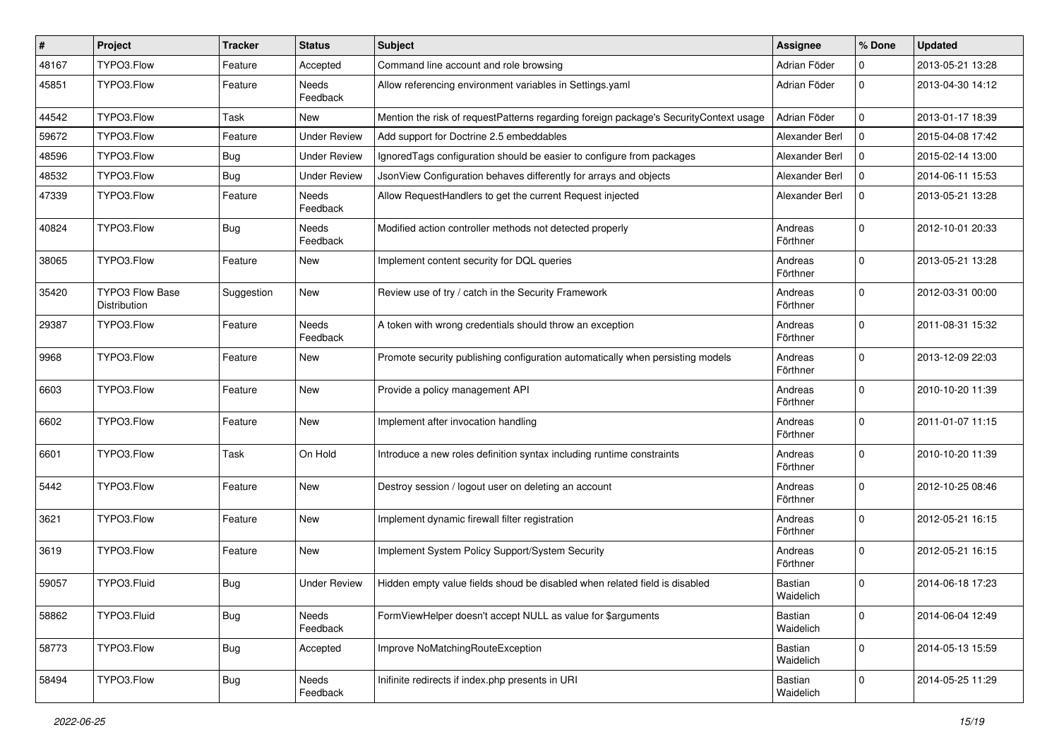| # | Project | Tracker | Status | Subject | Assignee | % Done | Updated |
|---|---|---|---|---|---|---|---|
| 48167 | TYPO3.Flow | Feature | Accepted | Command line account and role browsing | Adrian Föder | 0 | 2013-05-21 13:28 |
| 45851 | TYPO3.Flow | Feature | Needs Feedback | Allow referencing environment variables in Settings.yaml | Adrian Föder | 0 | 2013-04-30 14:12 |
| 44542 | TYPO3.Flow | Task | New | Mention the risk of requestPatterns regarding foreign package's SecurityContext usage | Adrian Föder | 0 | 2013-01-17 18:39 |
| 59672 | TYPO3.Flow | Feature | Under Review | Add support for Doctrine 2.5 embeddables | Alexander Berl | 0 | 2015-04-08 17:42 |
| 48596 | TYPO3.Flow | Bug | Under Review | IgnoredTags configuration should be easier to configure from packages | Alexander Berl | 0 | 2015-02-14 13:00 |
| 48532 | TYPO3.Flow | Bug | Under Review | JsonView Configuration behaves differently for arrays and objects | Alexander Berl | 0 | 2014-06-11 15:53 |
| 47339 | TYPO3.Flow | Feature | Needs Feedback | Allow RequestHandlers to get the current Request injected | Alexander Berl | 0 | 2013-05-21 13:28 |
| 40824 | TYPO3.Flow | Bug | Needs Feedback | Modified action controller methods not detected properly | Andreas Förthner | 0 | 2012-10-01 20:33 |
| 38065 | TYPO3.Flow | Feature | New | Implement content security for DQL queries | Andreas Förthner | 0 | 2013-05-21 13:28 |
| 35420 | TYPO3 Flow Base Distribution | Suggestion | New | Review use of try / catch in the Security Framework | Andreas Förthner | 0 | 2012-03-31 00:00 |
| 29387 | TYPO3.Flow | Feature | Needs Feedback | A token with wrong credentials should throw an exception | Andreas Förthner | 0 | 2011-08-31 15:32 |
| 9968 | TYPO3.Flow | Feature | New | Promote security publishing configuration automatically when persisting models | Andreas Förthner | 0 | 2013-12-09 22:03 |
| 6603 | TYPO3.Flow | Feature | New | Provide a policy management API | Andreas Förthner | 0 | 2010-10-20 11:39 |
| 6602 | TYPO3.Flow | Feature | New | Implement after invocation handling | Andreas Förthner | 0 | 2011-01-07 11:15 |
| 6601 | TYPO3.Flow | Task | On Hold | Introduce a new roles definition syntax including runtime constraints | Andreas Förthner | 0 | 2010-10-20 11:39 |
| 5442 | TYPO3.Flow | Feature | New | Destroy session / logout user on deleting an account | Andreas Förthner | 0 | 2012-10-25 08:46 |
| 3621 | TYPO3.Flow | Feature | New | Implement dynamic firewall filter registration | Andreas Förthner | 0 | 2012-05-21 16:15 |
| 3619 | TYPO3.Flow | Feature | New | Implement System Policy Support/System Security | Andreas Förthner | 0 | 2012-05-21 16:15 |
| 59057 | TYPO3.Fluid | Bug | Under Review | Hidden empty value fields shoud be disabled when related field is disabled | Bastian Waidelich | 0 | 2014-06-18 17:23 |
| 58862 | TYPO3.Fluid | Bug | Needs Feedback | FormViewHelper doesn't accept NULL as value for $arguments | Bastian Waidelich | 0 | 2014-06-04 12:49 |
| 58773 | TYPO3.Flow | Bug | Accepted | Improve NoMatchingRouteException | Bastian Waidelich | 0 | 2014-05-13 15:59 |
| 58494 | TYPO3.Flow | Bug | Needs Feedback | Inifinite redirects if index.php presents in URI | Bastian Waidelich | 0 | 2014-05-25 11:29 |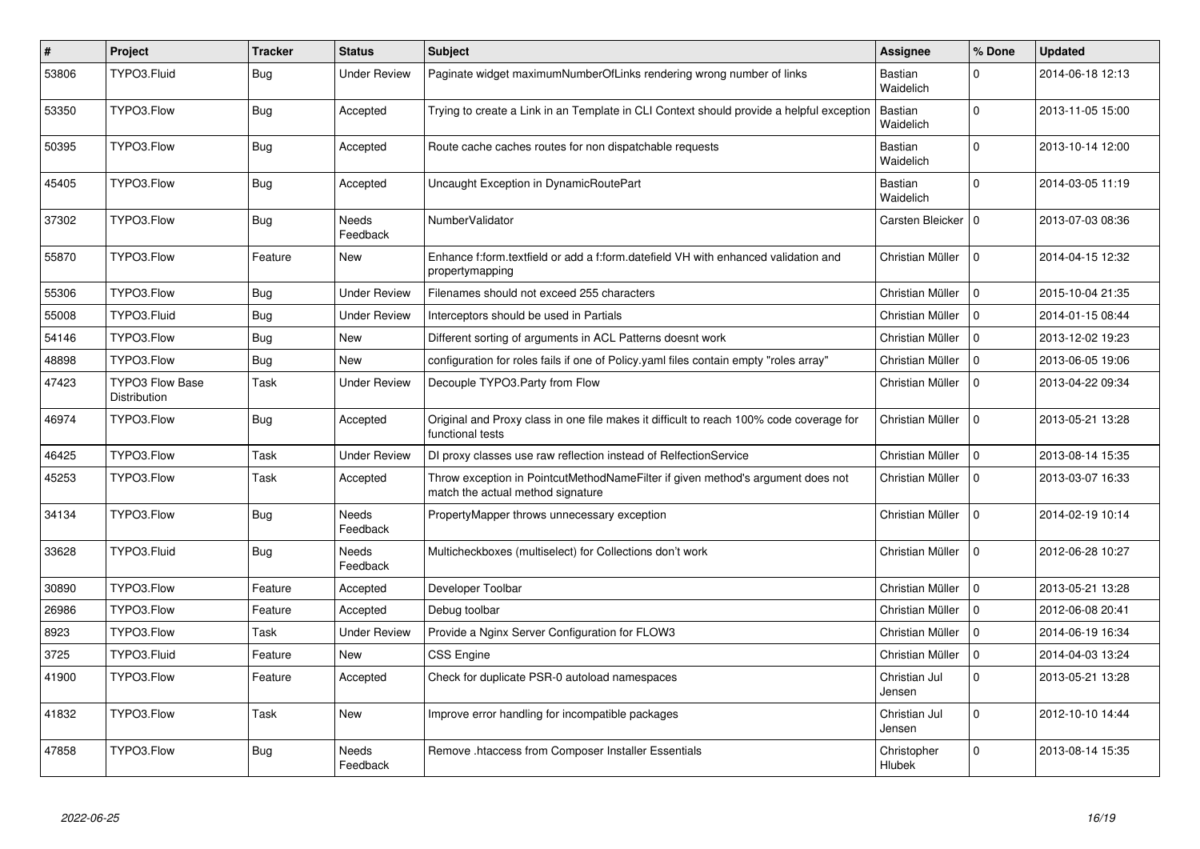| # | Project | Tracker | Status | Subject | Assignee | % Done | Updated |
|---|---|---|---|---|---|---|---|
| 53806 | TYPO3.Fluid | Bug | Under Review | Paginate widget maximumNumberOfLinks rendering wrong number of links | Bastian Waidelich | 0 | 2014-06-18 12:13 |
| 53350 | TYPO3.Flow | Bug | Accepted | Trying to create a Link in an Template in CLI Context should provide a helpful exception | Bastian Waidelich | 0 | 2013-11-05 15:00 |
| 50395 | TYPO3.Flow | Bug | Accepted | Route cache caches routes for non dispatchable requests | Bastian Waidelich | 0 | 2013-10-14 12:00 |
| 45405 | TYPO3.Flow | Bug | Accepted | Uncaught Exception in DynamicRoutePart | Bastian Waidelich | 0 | 2014-03-05 11:19 |
| 37302 | TYPO3.Flow | Bug | Needs Feedback | NumberValidator | Carsten Bleicker | 0 | 2013-07-03 08:36 |
| 55870 | TYPO3.Flow | Feature | New | Enhance f:form.textfield or add a f:form.datefield VH with enhanced validation and propertymapping | Christian Müller | 0 | 2014-04-15 12:32 |
| 55306 | TYPO3.Flow | Bug | Under Review | Filenames should not exceed 255 characters | Christian Müller | 0 | 2015-10-04 21:35 |
| 55008 | TYPO3.Fluid | Bug | Under Review | Interceptors should be used in Partials | Christian Müller | 0 | 2014-01-15 08:44 |
| 54146 | TYPO3.Flow | Bug | New | Different sorting of arguments in ACL Patterns doesnt work | Christian Müller | 0 | 2013-12-02 19:23 |
| 48898 | TYPO3.Flow | Bug | New | configuration for roles fails if one of Policy.yaml files contain empty "roles array" | Christian Müller | 0 | 2013-06-05 19:06 |
| 47423 | TYPO3 Flow Base Distribution | Task | Under Review | Decouple TYPO3.Party from Flow | Christian Müller | 0 | 2013-04-22 09:34 |
| 46974 | TYPO3.Flow | Bug | Accepted | Original and Proxy class in one file makes it difficult to reach 100% code coverage for functional tests | Christian Müller | 0 | 2013-05-21 13:28 |
| 46425 | TYPO3.Flow | Task | Under Review | DI proxy classes use raw reflection instead of RelfectionService | Christian Müller | 0 | 2013-08-14 15:35 |
| 45253 | TYPO3.Flow | Task | Accepted | Throw exception in PointcutMethodNameFilter if given method's argument does not match the actual method signature | Christian Müller | 0 | 2013-03-07 16:33 |
| 34134 | TYPO3.Flow | Bug | Needs Feedback | PropertyMapper throws unnecessary exception | Christian Müller | 0 | 2014-02-19 10:14 |
| 33628 | TYPO3.Fluid | Bug | Needs Feedback | Multicheckboxes (multiselect) for Collections don't work | Christian Müller | 0 | 2012-06-28 10:27 |
| 30890 | TYPO3.Flow | Feature | Accepted | Developer Toolbar | Christian Müller | 0 | 2013-05-21 13:28 |
| 26986 | TYPO3.Flow | Feature | Accepted | Debug toolbar | Christian Müller | 0 | 2012-06-08 20:41 |
| 8923 | TYPO3.Flow | Task | Under Review | Provide a Nginx Server Configuration for FLOW3 | Christian Müller | 0 | 2014-06-19 16:34 |
| 3725 | TYPO3.Fluid | Feature | New | CSS Engine | Christian Müller | 0 | 2014-04-03 13:24 |
| 41900 | TYPO3.Flow | Feature | Accepted | Check for duplicate PSR-0 autoload namespaces | Christian Jul Jensen | 0 | 2013-05-21 13:28 |
| 41832 | TYPO3.Flow | Task | New | Improve error handling for incompatible packages | Christian Jul Jensen | 0 | 2012-10-10 14:44 |
| 47858 | TYPO3.Flow | Bug | Needs Feedback | Remove .htaccess from Composer Installer Essentials | Christopher Hlubek | 0 | 2013-08-14 15:35 |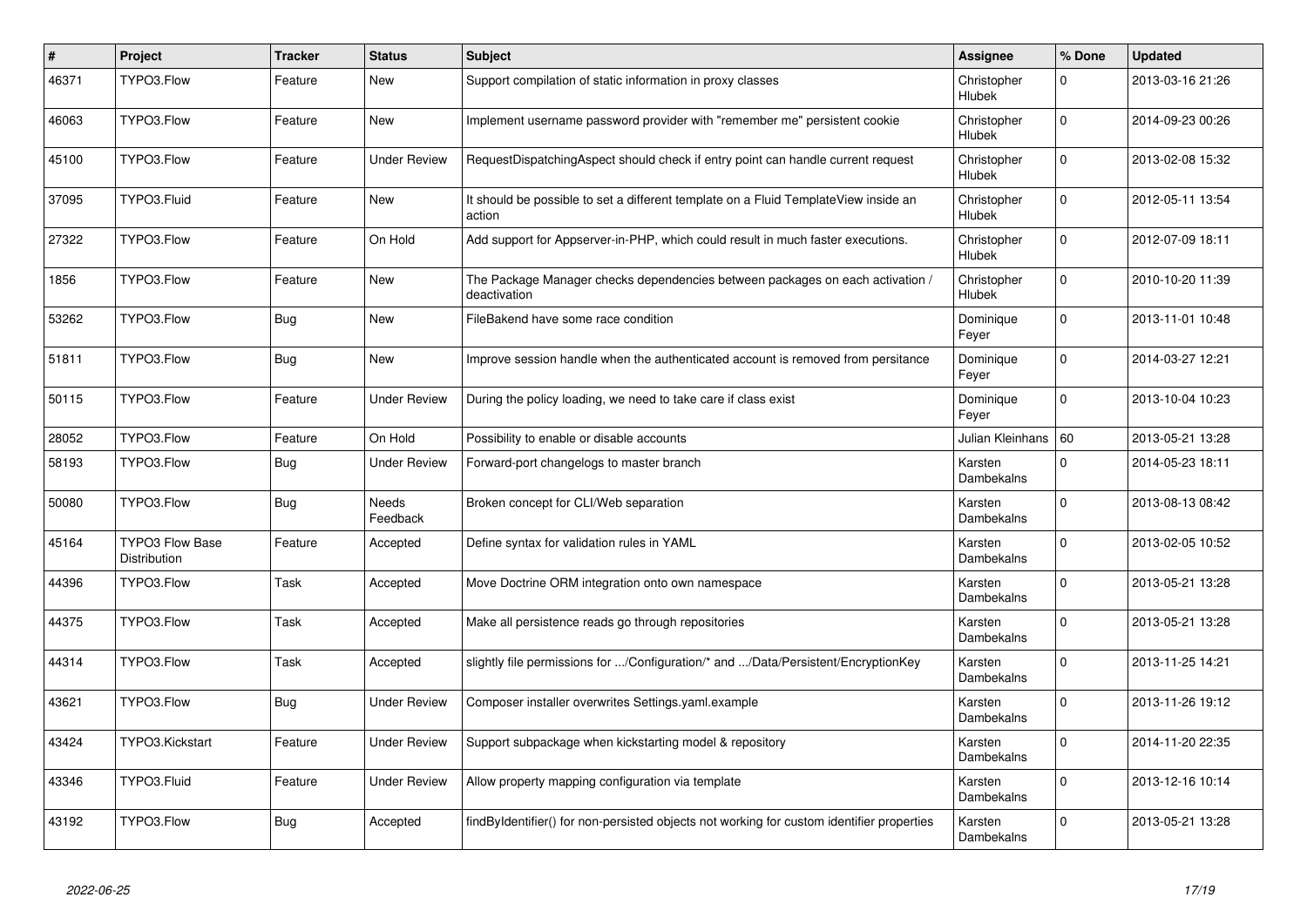| # | Project | Tracker | Status | Subject | Assignee | % Done | Updated |
|---|---|---|---|---|---|---|---|
| 46371 | TYPO3.Flow | Feature | New | Support compilation of static information in proxy classes | Christopher Hlubek | 0 | 2013-03-16 21:26 |
| 46063 | TYPO3.Flow | Feature | New | Implement username password provider with "remember me" persistent cookie | Christopher Hlubek | 0 | 2014-09-23 00:26 |
| 45100 | TYPO3.Flow | Feature | Under Review | RequestDispatchingAspect should check if entry point can handle current request | Christopher Hlubek | 0 | 2013-02-08 15:32 |
| 37095 | TYPO3.Fluid | Feature | New | It should be possible to set a different template on a Fluid TemplateView inside an action | Christopher Hlubek | 0 | 2012-05-11 13:54 |
| 27322 | TYPO3.Flow | Feature | On Hold | Add support for Appserver-in-PHP, which could result in much faster executions. | Christopher Hlubek | 0 | 2012-07-09 18:11 |
| 1856 | TYPO3.Flow | Feature | New | The Package Manager checks dependencies between packages on each activation / deactivation | Christopher Hlubek | 0 | 2010-10-20 11:39 |
| 53262 | TYPO3.Flow | Bug | New | FileBakend have some race condition | Dominique Feyer | 0 | 2013-11-01 10:48 |
| 51811 | TYPO3.Flow | Bug | New | Improve session handle when the authenticated account is removed from persitance | Dominique Feyer | 0 | 2014-03-27 12:21 |
| 50115 | TYPO3.Flow | Feature | Under Review | During the policy loading, we need to take care if class exist | Dominique Feyer | 0 | 2013-10-04 10:23 |
| 28052 | TYPO3.Flow | Feature | On Hold | Possibility to enable or disable accounts | Julian Kleinhans | 60 | 2013-05-21 13:28 |
| 58193 | TYPO3.Flow | Bug | Under Review | Forward-port changelogs to master branch | Karsten Dambekalns | 0 | 2014-05-23 18:11 |
| 50080 | TYPO3.Flow | Bug | Needs Feedback | Broken concept for CLI/Web separation | Karsten Dambekalns | 0 | 2013-08-13 08:42 |
| 45164 | TYPO3 Flow Base Distribution | Feature | Accepted | Define syntax for validation rules in YAML | Karsten Dambekalns | 0 | 2013-02-05 10:52 |
| 44396 | TYPO3.Flow | Task | Accepted | Move Doctrine ORM integration onto own namespace | Karsten Dambekalns | 0 | 2013-05-21 13:28 |
| 44375 | TYPO3.Flow | Task | Accepted | Make all persistence reads go through repositories | Karsten Dambekalns | 0 | 2013-05-21 13:28 |
| 44314 | TYPO3.Flow | Task | Accepted | slightly file permissions for .../Configuration/* and .../Data/Persistent/EncryptionKey | Karsten Dambekalns | 0 | 2013-11-25 14:21 |
| 43621 | TYPO3.Flow | Bug | Under Review | Composer installer overwrites Settings.yaml.example | Karsten Dambekalns | 0 | 2013-11-26 19:12 |
| 43424 | TYPO3.Kickstart | Feature | Under Review | Support subpackage when kickstarting model & repository | Karsten Dambekalns | 0 | 2014-11-20 22:35 |
| 43346 | TYPO3.Fluid | Feature | Under Review | Allow property mapping configuration via template | Karsten Dambekalns | 0 | 2013-12-16 10:14 |
| 43192 | TYPO3.Flow | Bug | Accepted | findByIdentifier() for non-persisted objects not working for custom identifier properties | Karsten Dambekalns | 0 | 2013-05-21 13:28 |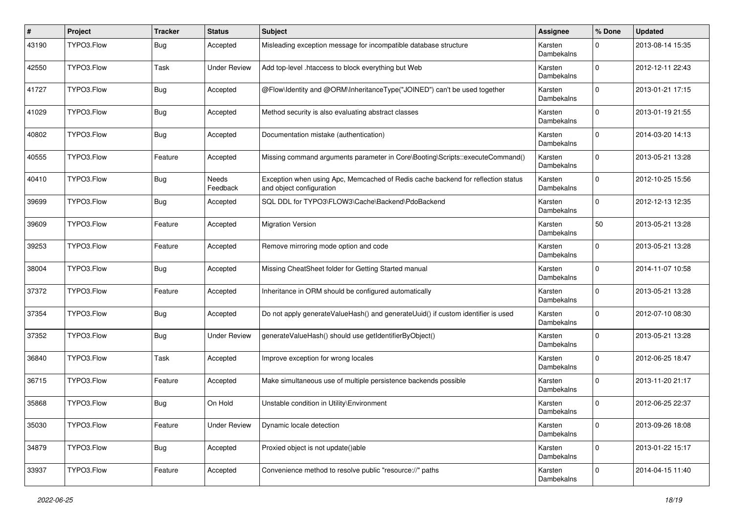| # | Project | Tracker | Status | Subject | Assignee | % Done | Updated |
|---|---|---|---|---|---|---|---|
| 43190 | TYPO3.Flow | Bug | Accepted | Misleading exception message for incompatible database structure | Karsten Dambekalns | 0 | 2013-08-14 15:35 |
| 42550 | TYPO3.Flow | Task | Under Review | Add top-level .htaccess to block everything but Web | Karsten Dambekalns | 0 | 2012-12-11 22:43 |
| 41727 | TYPO3.Flow | Bug | Accepted | @Flow\Identity and @ORM\InheritanceType("JOINED") can't be used together | Karsten Dambekalns | 0 | 2013-01-21 17:15 |
| 41029 | TYPO3.Flow | Bug | Accepted | Method security is also evaluating abstract classes | Karsten Dambekalns | 0 | 2013-01-19 21:55 |
| 40802 | TYPO3.Flow | Bug | Accepted | Documentation mistake (authentication) | Karsten Dambekalns | 0 | 2014-03-20 14:13 |
| 40555 | TYPO3.Flow | Feature | Accepted | Missing command arguments parameter in Core\Booting\Scripts::executeCommand() | Karsten Dambekalns | 0 | 2013-05-21 13:28 |
| 40410 | TYPO3.Flow | Bug | Needs Feedback | Exception when using Apc, Memcached of Redis cache backend for reflection status and object configuration | Karsten Dambekalns | 0 | 2012-10-25 15:56 |
| 39699 | TYPO3.Flow | Bug | Accepted | SQL DDL for TYPO3\FLOW3\Cache\Backend\PdoBackend | Karsten Dambekalns | 0 | 2012-12-13 12:35 |
| 39609 | TYPO3.Flow | Feature | Accepted | Migration Version | Karsten Dambekalns | 50 | 2013-05-21 13:28 |
| 39253 | TYPO3.Flow | Feature | Accepted | Remove mirroring mode option and code | Karsten Dambekalns | 0 | 2013-05-21 13:28 |
| 38004 | TYPO3.Flow | Bug | Accepted | Missing CheatSheet folder for Getting Started manual | Karsten Dambekalns | 0 | 2014-11-07 10:58 |
| 37372 | TYPO3.Flow | Feature | Accepted | Inheritance in ORM should be configured automatically | Karsten Dambekalns | 0 | 2013-05-21 13:28 |
| 37354 | TYPO3.Flow | Bug | Accepted | Do not apply generateValueHash() and generateUuid() if custom identifier is used | Karsten Dambekalns | 0 | 2012-07-10 08:30 |
| 37352 | TYPO3.Flow | Bug | Under Review | generateValueHash() should use getIdentifierByObject() | Karsten Dambekalns | 0 | 2013-05-21 13:28 |
| 36840 | TYPO3.Flow | Task | Accepted | Improve exception for wrong locales | Karsten Dambekalns | 0 | 2012-06-25 18:47 |
| 36715 | TYPO3.Flow | Feature | Accepted | Make simultaneous use of multiple persistence backends possible | Karsten Dambekalns | 0 | 2013-11-20 21:17 |
| 35868 | TYPO3.Flow | Bug | On Hold | Unstable condition in Utility\Environment | Karsten Dambekalns | 0 | 2012-06-25 22:37 |
| 35030 | TYPO3.Flow | Feature | Under Review | Dynamic locale detection | Karsten Dambekalns | 0 | 2013-09-26 18:08 |
| 34879 | TYPO3.Flow | Bug | Accepted | Proxied object is not update()able | Karsten Dambekalns | 0 | 2013-01-22 15:17 |
| 33937 | TYPO3.Flow | Feature | Accepted | Convenience method to resolve public "resource://" paths | Karsten Dambekalns | 0 | 2014-04-15 11:40 |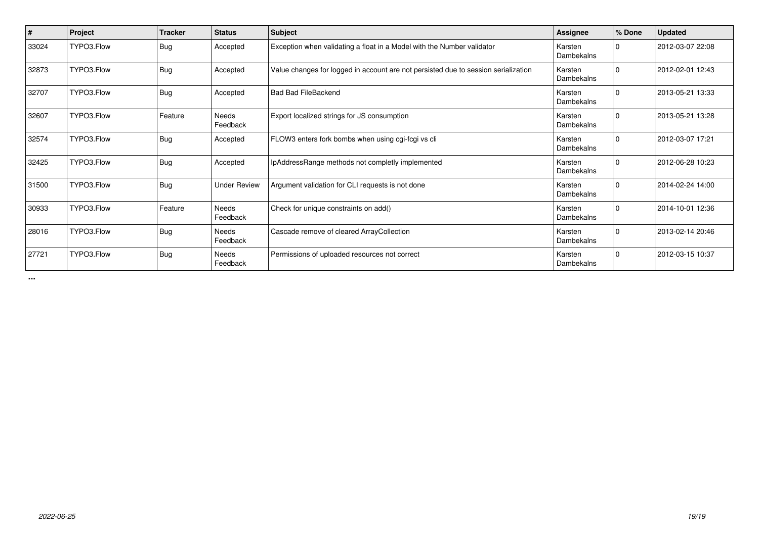| # | Project | Tracker | Status | Subject | Assignee | % Done | Updated |
|---|---|---|---|---|---|---|---|
| 33024 | TYPO3.Flow | Bug | Accepted | Exception when validating a float in a Model with the Number validator | Karsten Dambekalns | 0 | 2012-03-07 22:08 |
| 32873 | TYPO3.Flow | Bug | Accepted | Value changes for logged in account are not persisted due to session serialization | Karsten Dambekalns | 0 | 2012-02-01 12:43 |
| 32707 | TYPO3.Flow | Bug | Accepted | Bad Bad FileBackend | Karsten Dambekalns | 0 | 2013-05-21 13:33 |
| 32607 | TYPO3.Flow | Feature | Needs Feedback | Export localized strings for JS consumption | Karsten Dambekalns | 0 | 2013-05-21 13:28 |
| 32574 | TYPO3.Flow | Bug | Accepted | FLOW3 enters fork bombs when using cgi-fcgi vs cli | Karsten Dambekalns | 0 | 2012-03-07 17:21 |
| 32425 | TYPO3.Flow | Bug | Accepted | IpAddressRange methods not completly implemented | Karsten Dambekalns | 0 | 2012-06-28 10:23 |
| 31500 | TYPO3.Flow | Bug | Under Review | Argument validation for CLI requests is not done | Karsten Dambekalns | 0 | 2014-02-24 14:00 |
| 30933 | TYPO3.Flow | Feature | Needs Feedback | Check for unique constraints on add() | Karsten Dambekalns | 0 | 2014-10-01 12:36 |
| 28016 | TYPO3.Flow | Bug | Needs Feedback | Cascade remove of cleared ArrayCollection | Karsten Dambekalns | 0 | 2013-02-14 20:46 |
| 27721 | TYPO3.Flow | Bug | Needs Feedback | Permissions of uploaded resources not correct | Karsten Dambekalns | 0 | 2012-03-15 10:37 |

...